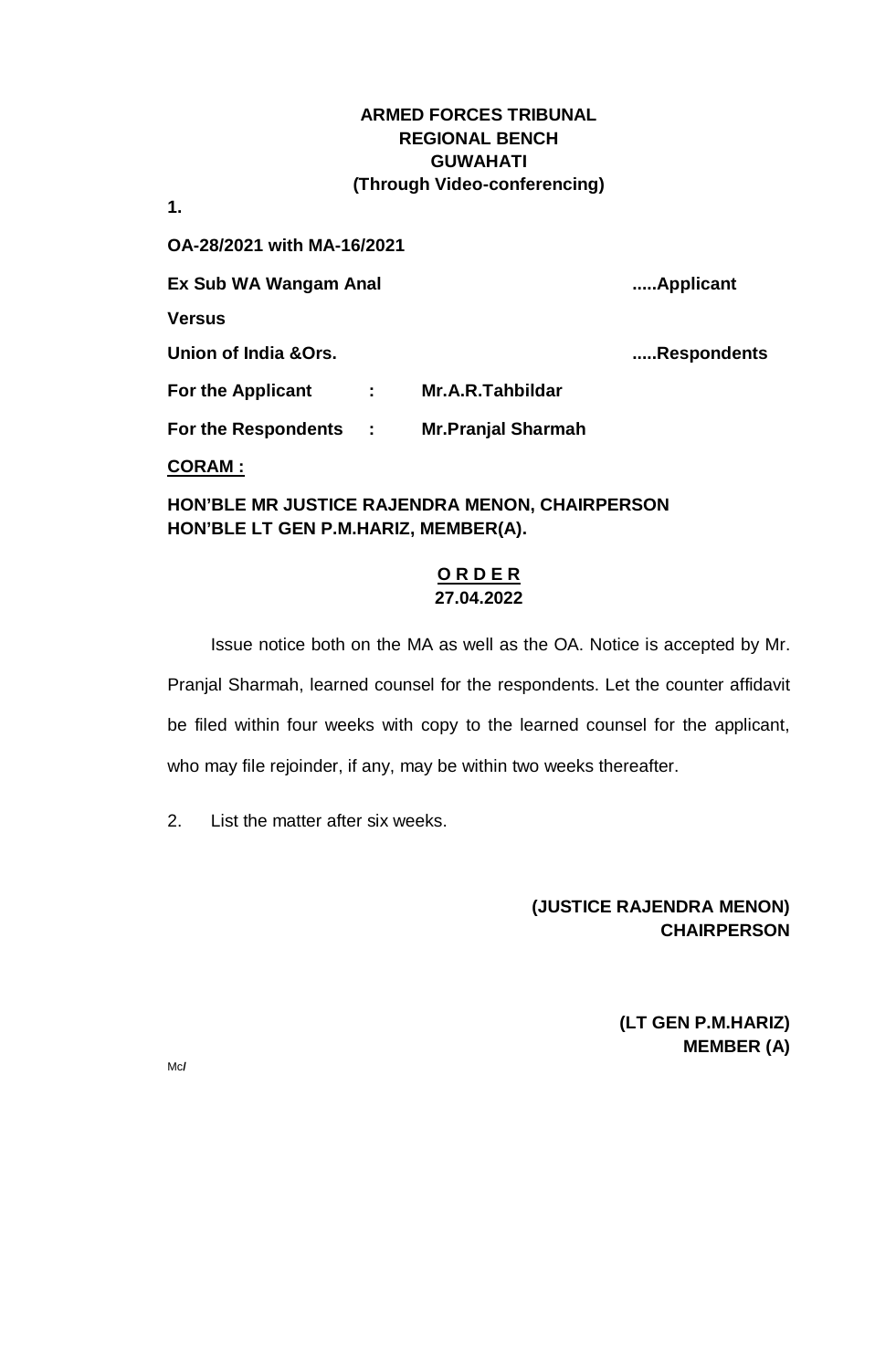**ARMED FORCES TRIBUNAL**
**REGIONAL BENCH**
**GUWAHATI**
**(Through Video-conferencing)**

**1.**

**OA-28/2021 with MA-16/2021**

**Ex Sub WA Wangam Anal** .....**Applicant**

**Versus**

**Union of India &Ors.** .....**Respondents**

**For the Applicant : Mr.A.R.Tahbildar**

**For the Respondents : Mr.Pranjal Sharmah**

**CORAM :**

**HON'BLE MR JUSTICE RAJENDRA MENON, CHAIRPERSON**
**HON'BLE LT GEN P.M.HARIZ, MEMBER(A).**

**O R D E R**
**27.04.2022**

Issue notice both on the MA as well as the OA. Notice is accepted by Mr. Pranjal Sharmah, learned counsel for the respondents. Let the counter affidavit be filed within four weeks with copy to the learned counsel for the applicant, who may file rejoinder, if any, may be within two weeks thereafter.

2. List the matter after six weeks.

**(JUSTICE RAJENDRA MENON)**
**CHAIRPERSON**

**(LT GEN P.M.HARIZ)**
**MEMBER (A)**

Mc/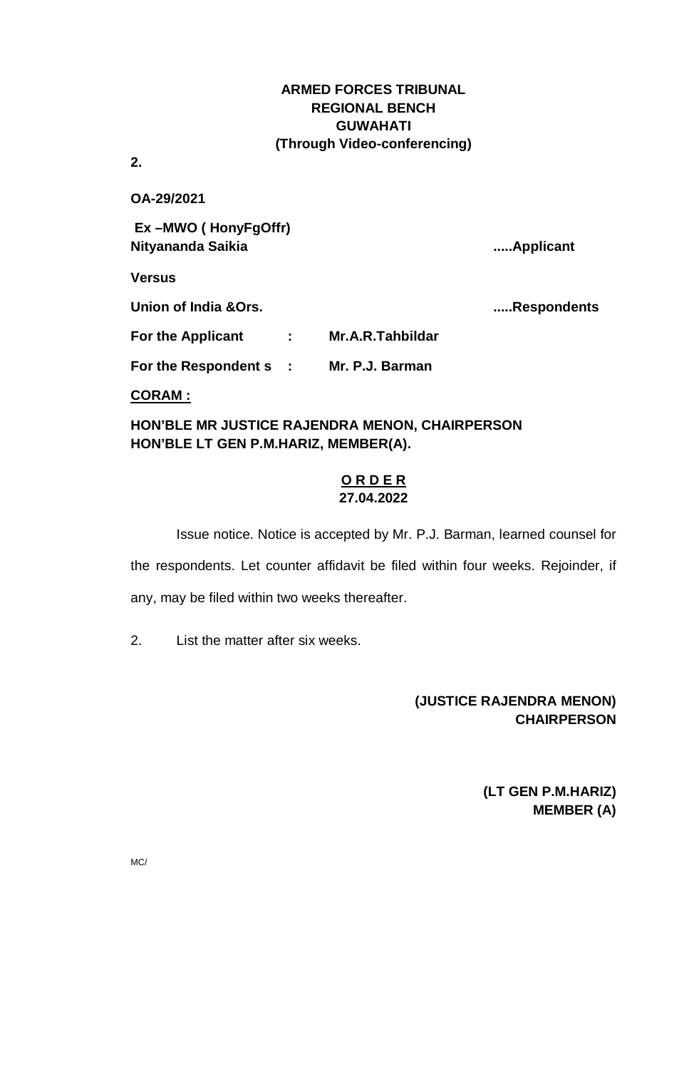**ARMED FORCES TRIBUNAL**
**REGIONAL BENCH**
**GUWAHATI**
**(Through Video-conferencing)**

**2.**

**OA-29/2021**

**Ex –MWO ( HonyFgOffr)**
**Nityananda Saikia** .....**Applicant**

**Versus**

**Union of India &Ors.** .....**Respondents**

**For the Applicant : Mr.A.R.Tahbildar**

**For the Respondent s : Mr. P.J. Barman**

**CORAM :**

**HON'BLE MR JUSTICE RAJENDRA MENON, CHAIRPERSON**
**HON'BLE LT GEN P.M.HARIZ, MEMBER(A).**

**O R D E R**
**27.04.2022**

Issue notice. Notice is accepted by Mr. P.J. Barman, learned counsel for the respondents. Let counter affidavit be filed within four weeks. Rejoinder, if any, may be filed within two weeks thereafter.

2. List the matter after six weeks.

**(JUSTICE RAJENDRA MENON)**
**CHAIRPERSON**

**(LT GEN P.M.HARIZ)**
**MEMBER (A)**

MC/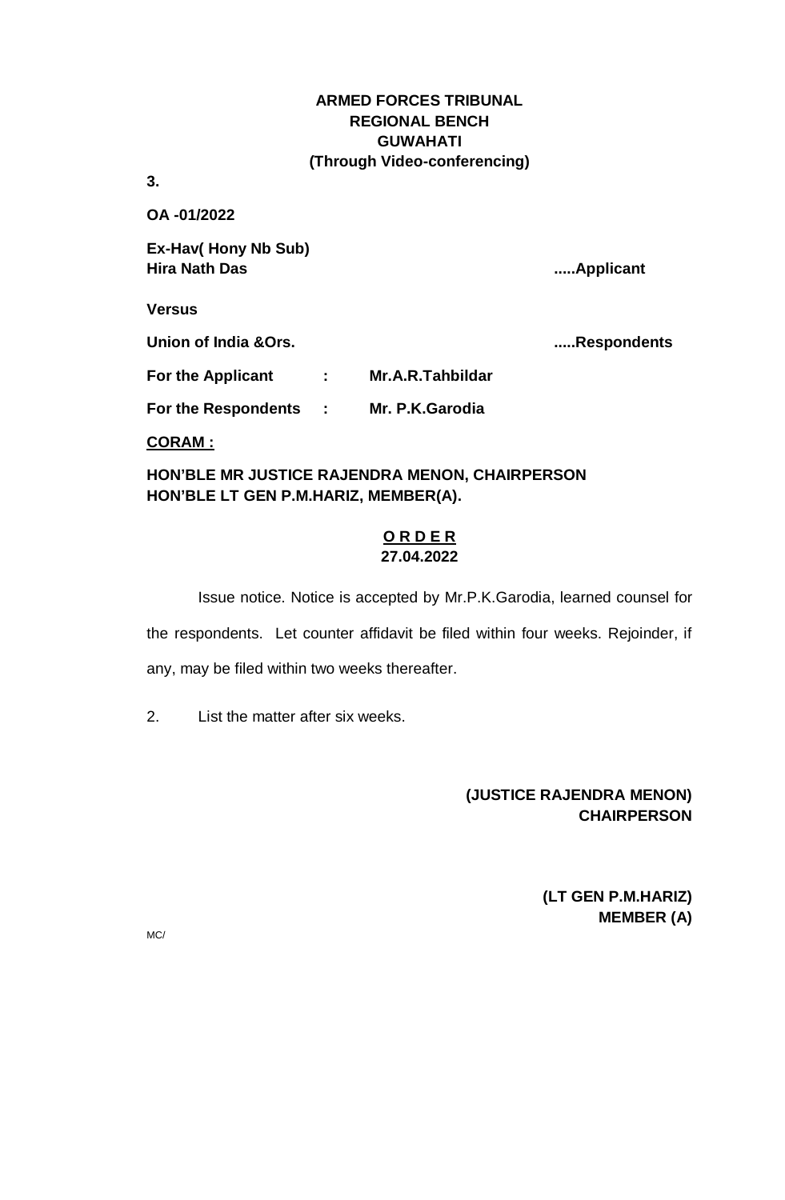**ARMED FORCES TRIBUNAL**
**REGIONAL BENCH**
**GUWAHATI**
**(Through Video-conferencing)**

**3.**

**OA -01/2022**

**Ex-Hav( Hony Nb Sub)**
**Hira Nath Das** .....**Applicant**

**Versus**

**Union of India &Ors.** .....**Respondents**

**For the Applicant : Mr.A.R.Tahbildar**

**For the Respondents : Mr. P.K.Garodia**

**CORAM :**

**HON'BLE MR JUSTICE RAJENDRA MENON, CHAIRPERSON**
**HON'BLE LT GEN P.M.HARIZ, MEMBER(A).**

**O R D E R**
**27.04.2022**

Issue notice. Notice is accepted by Mr.P.K.Garodia, learned counsel for the respondents. Let counter affidavit be filed within four weeks. Rejoinder, if any, may be filed within two weeks thereafter.

2. List the matter after six weeks.

**(JUSTICE RAJENDRA MENON)**
**CHAIRPERSON**

**(LT GEN P.M.HARIZ)**
**MEMBER (A)**

MC/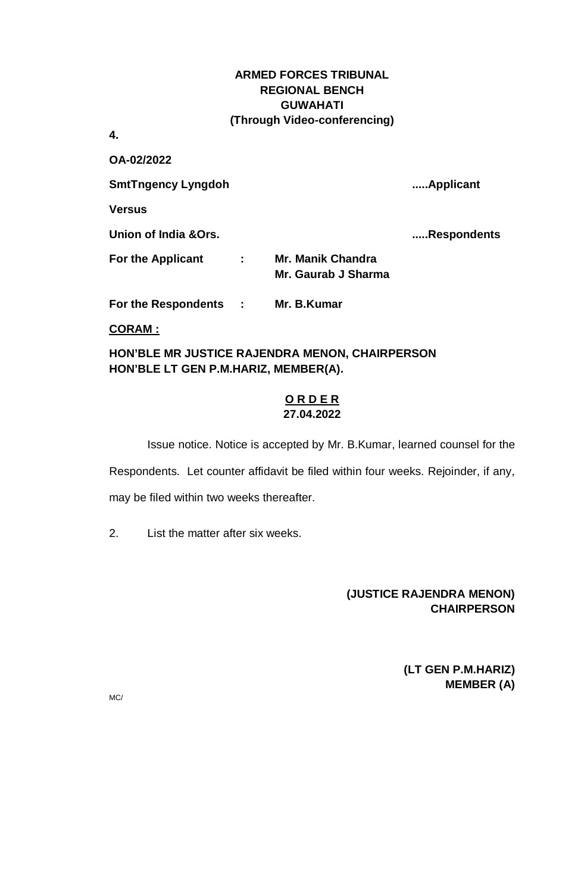**ARMED FORCES TRIBUNAL**
**REGIONAL BENCH**
**GUWAHATI**
**(Through Video-conferencing)**

**4.**

**OA-02/2022**

**SmtTngency Lyngdoh** .....**Applicant**

**Versus**

**Union of India &Ors.** .....**Respondents**

**For the Applicant : Mr. Manik Chandra**
**Mr. Gaurab J Sharma**

**For the Respondents : Mr. B.Kumar**

**CORAM :**

**HON'BLE MR JUSTICE RAJENDRA MENON, CHAIRPERSON**
**HON'BLE LT GEN P.M.HARIZ, MEMBER(A).**

**O R D E R**
**27.04.2022**

Issue notice. Notice is accepted by Mr. B.Kumar, learned counsel for the Respondents. Let counter affidavit be filed within four weeks. Rejoinder, if any, may be filed within two weeks thereafter.

2. List the matter after six weeks.

**(JUSTICE RAJENDRA MENON)**
**CHAIRPERSON**

**(LT GEN P.M.HARIZ)**
**MEMBER (A)**

MC/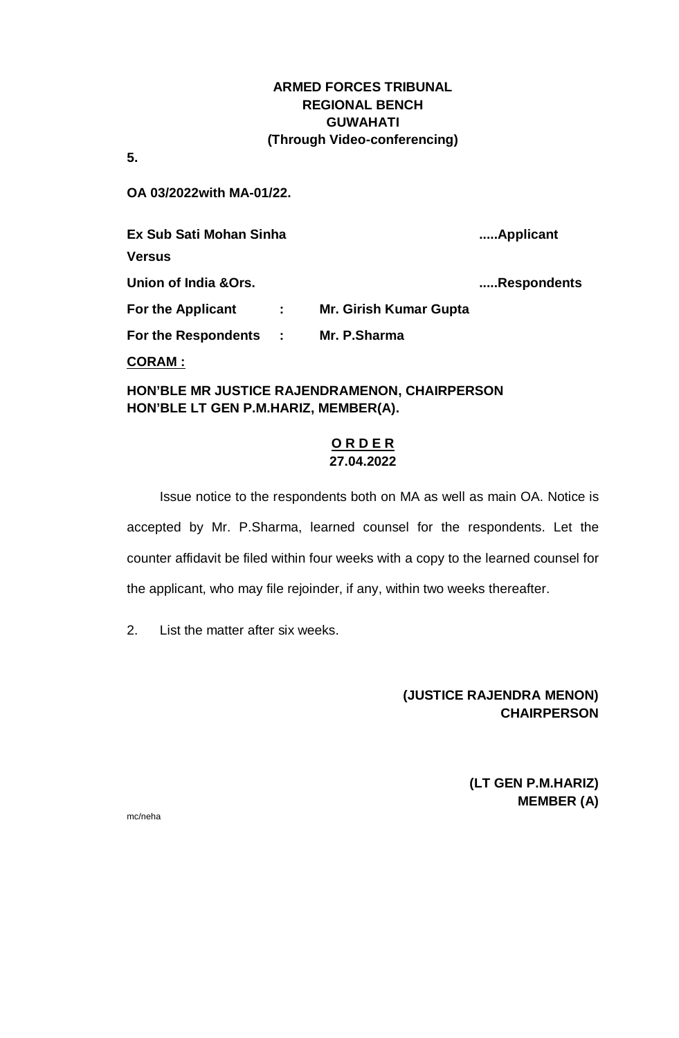**ARMED FORCES TRIBUNAL**
**REGIONAL BENCH**
**GUWAHATI**
**(Through Video-conferencing)**

**5.**

**OA 03/2022with MA-01/22.**

**Ex Sub Sati Mohan Sinha** **.....Applicant**

**Versus**

**Union of India &Ors.** **.....Respondents**

**For the Applicant : Mr. Girish Kumar Gupta**

**For the Respondents : Mr. P.Sharma**

**CORAM :**

**HON'BLE MR JUSTICE RAJENDRAMENON, CHAIRPERSON**
**HON'BLE LT GEN P.M.HARIZ, MEMBER(A).**

**O R D E R**
**27.04.2022**

Issue notice to the respondents both on MA as well as main OA. Notice is accepted by Mr. P.Sharma, learned counsel for the respondents. Let the counter affidavit be filed within four weeks with a copy to the learned counsel for the applicant, who may file rejoinder, if any, within two weeks thereafter.

2. List the matter after six weeks.

**(JUSTICE RAJENDRA MENON)**
**CHAIRPERSON**

**(LT GEN P.M.HARIZ)**
**MEMBER (A)**

mc/neha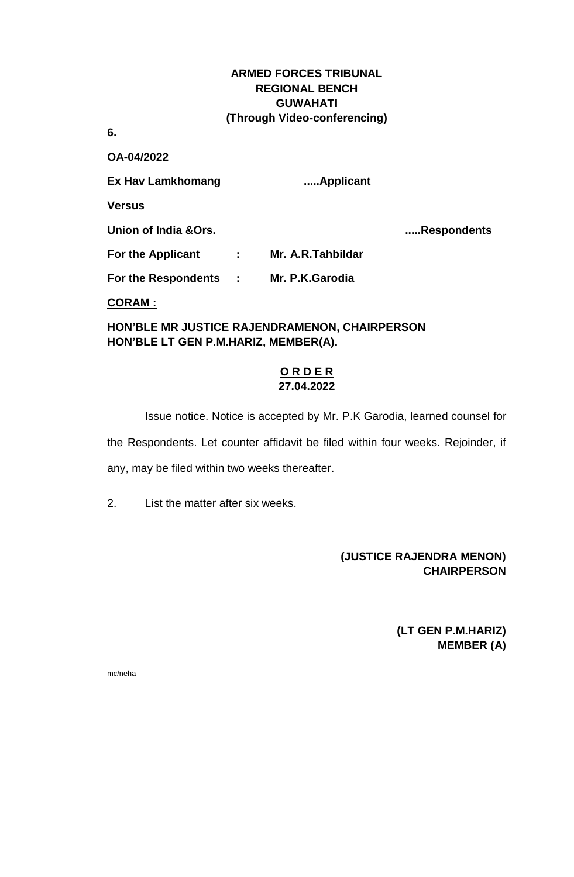**ARMED FORCES TRIBUNAL**
**REGIONAL BENCH**
**GUWAHATI**
**(Through Video-conferencing)**

**6.**

**OA-04/2022**

**Ex Hav Lamkhomang .....Applicant**

**Versus**

**Union of India &Ors. .....Respondents**

**For the Applicant : Mr. A.R.Tahbildar**

**For the Respondents : Mr. P.K.Garodia**

**CORAM :**

**HON'BLE MR JUSTICE RAJENDRAMENON, CHAIRPERSON**
**HON'BLE LT GEN P.M.HARIZ, MEMBER(A).**

**O R D E R**
**27.04.2022**

Issue notice. Notice is accepted by Mr. P.K Garodia, learned counsel for the Respondents. Let counter affidavit be filed within four weeks. Rejoinder, if any, may be filed within two weeks thereafter.

2. List the matter after six weeks.

**(JUSTICE RAJENDRA MENON)**
**CHAIRPERSON**

**(LT GEN P.M.HARIZ)**
**MEMBER (A)**

mc/neha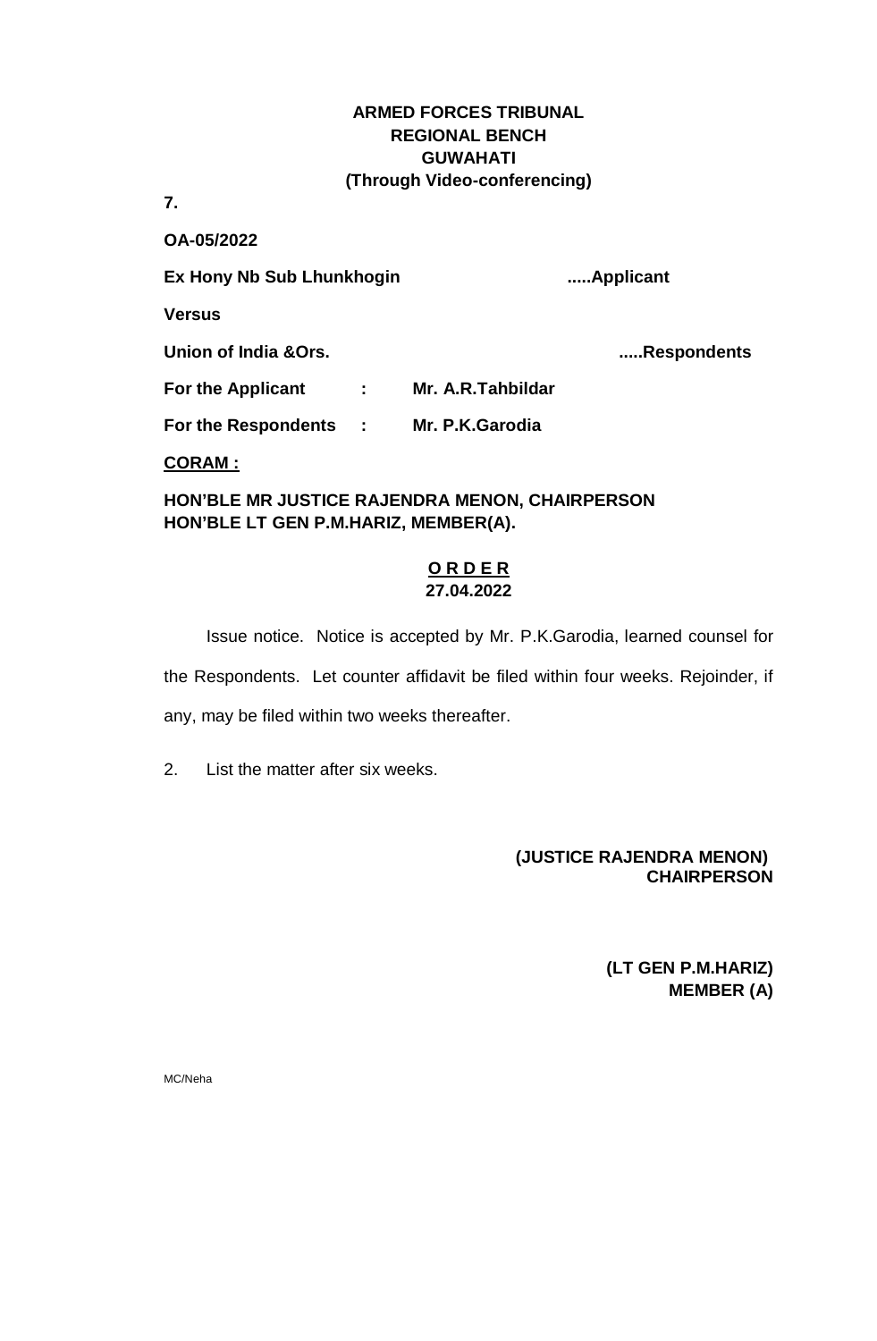**ARMED FORCES TRIBUNAL**
**REGIONAL BENCH**
**GUWAHATI**
**(Through Video-conferencing)**

**7.**

**OA-05/2022**

**Ex Hony Nb Sub Lhunkhogin** .....**Applicant**

**Versus**

**Union of India &Ors.** .....**Respondents**

**For the Applicant : Mr. A.R.Tahbildar**

**For the Respondents : Mr. P.K.Garodia**

**CORAM :**

**HON'BLE MR JUSTICE RAJENDRA MENON, CHAIRPERSON**
**HON'BLE LT GEN P.M.HARIZ, MEMBER(A).**

**O R D E R**
**27.04.2022**

Issue notice. Notice is accepted by Mr. P.K.Garodia, learned counsel for the Respondents. Let counter affidavit be filed within four weeks. Rejoinder, if any, may be filed within two weeks thereafter.

2. List the matter after six weeks.

**(JUSTICE RAJENDRA MENON)**
**CHAIRPERSON**

**(LT GEN P.M.HARIZ)**
**MEMBER (A)**

MC/Neha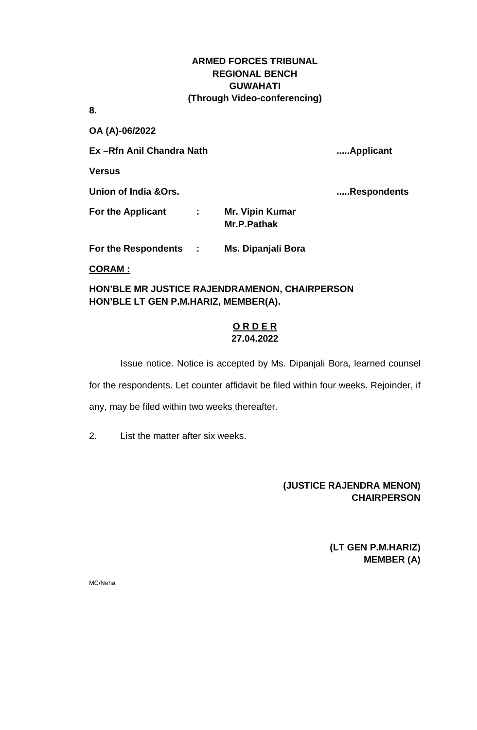**ARMED FORCES TRIBUNAL**
**REGIONAL BENCH**
**GUWAHATI**
**(Through Video-conferencing)**

**8.**

**OA (A)-06/2022**

| | | |
|---|---|---|
| **Ex –Rfn Anil Chandra Nath** | | **.....Applicant** |
| **Versus** | | |
| **Union of India &Ors.** | | **.....Respondents** |
| **For the Applicant** | **:** | **Mr. Vipin Kumar Mr.P.Pathak** |
| **For the Respondents** | **:** | **Ms. Dipanjali Bora** |

**CORAM :**

**HON'BLE MR JUSTICE RAJENDRAMENON, CHAIRPERSON**
**HON'BLE LT GEN P.M.HARIZ, MEMBER(A).**

**O R D E R**
**27.04.2022**

Issue notice. Notice is accepted by Ms. Dipanjali Bora, learned counsel for the respondents. Let counter affidavit be filed within four weeks. Rejoinder, if any, may be filed within two weeks thereafter.

2. List the matter after six weeks.

**(JUSTICE RAJENDRA MENON)**
**CHAIRPERSON**

**(LT GEN P.M.HARIZ)**
**MEMBER (A)**

MC/Neha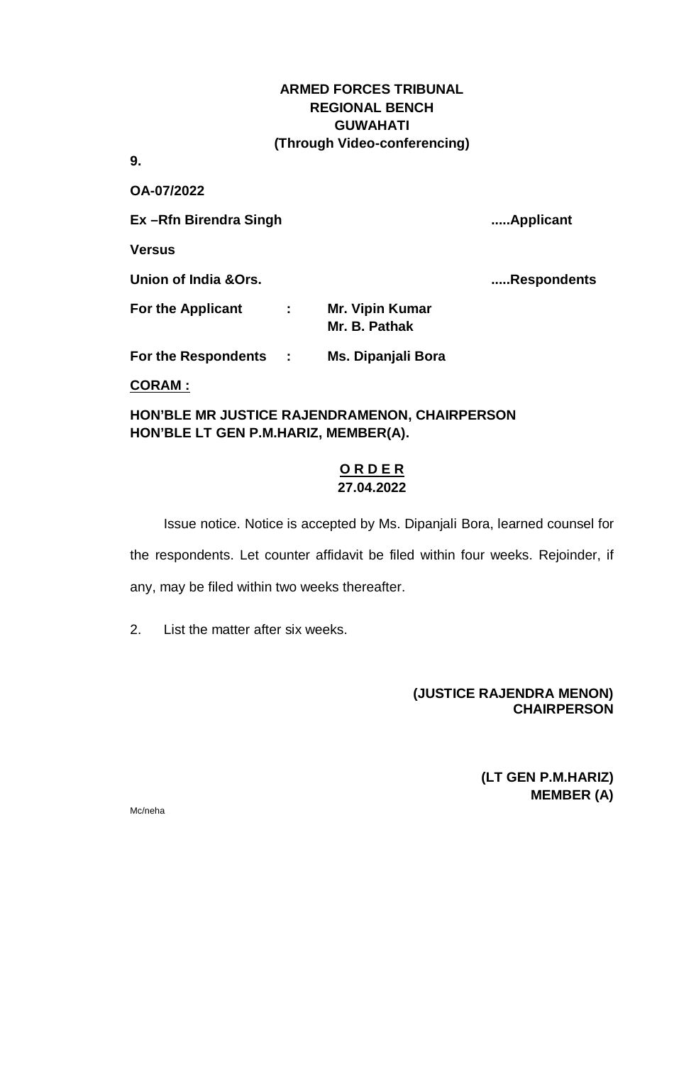**ARMED FORCES TRIBUNAL**
**REGIONAL BENCH**
**GUWAHATI**
**(Through Video-conferencing)**

**9.**

**OA-07/2022**

**Ex –Rfn Birendra Singh** .....**Applicant**

**Versus**

**Union of India &Ors.** .....**Respondents**

**For the Applicant** : **Mr. Vipin Kumar**
**Mr. B. Pathak**

**For the Respondents** : **Ms. Dipanjali Bora**

**CORAM :**

**HON'BLE MR JUSTICE RAJENDRAMENON, CHAIRPERSON**
**HON'BLE LT GEN P.M.HARIZ, MEMBER(A).**

**O R D E R**
**27.04.2022**

Issue notice. Notice is accepted by Ms. Dipanjali Bora, learned counsel for the respondents. Let counter affidavit be filed within four weeks. Rejoinder, if any, may be filed within two weeks thereafter.

2. List the matter after six weeks.

**(JUSTICE RAJENDRA MENON)**
**CHAIRPERSON**

**(LT GEN P.M.HARIZ)**
**MEMBER (A)**

Mc/neha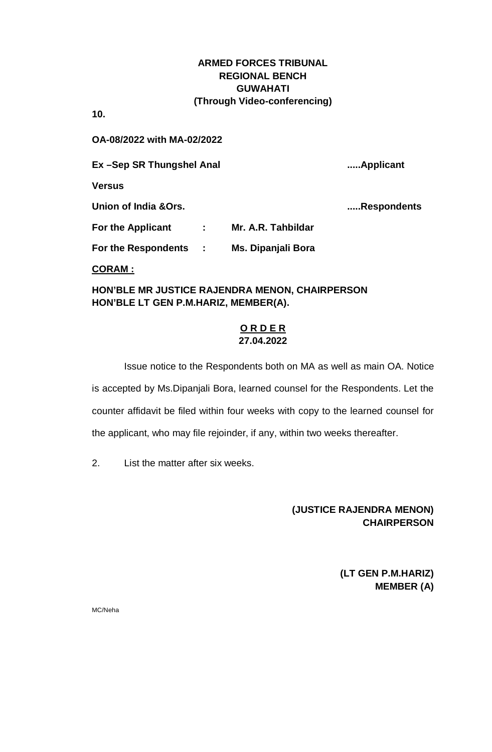**ARMED FORCES TRIBUNAL**
**REGIONAL BENCH**
**GUWAHATI**
**(Through Video-conferencing)**

**10.**

**OA-08/2022 with MA-02/2022**

**Ex –Sep SR Thungshel Anal** .....**Applicant**

**Versus**

**Union of India &Ors.** .....**Respondents**

**For the Applicant : Mr. A.R. Tahbildar**

**For the Respondents : Ms. Dipanjali Bora**

**CORAM :**

**HON'BLE MR JUSTICE RAJENDRA MENON, CHAIRPERSON**
**HON'BLE LT GEN P.M.HARIZ, MEMBER(A).**

**O R D E R**
**27.04.2022**

Issue notice to the Respondents both on MA as well as main OA. Notice is accepted by Ms.Dipanjali Bora, learned counsel for the Respondents. Let the counter affidavit be filed within four weeks with copy to the learned counsel for the applicant, who may file rejoinder, if any, within two weeks thereafter.

2. List the matter after six weeks.

**(JUSTICE RAJENDRA MENON)**
**CHAIRPERSON**

**(LT GEN P.M.HARIZ)**
**MEMBER (A)**

MC/Neha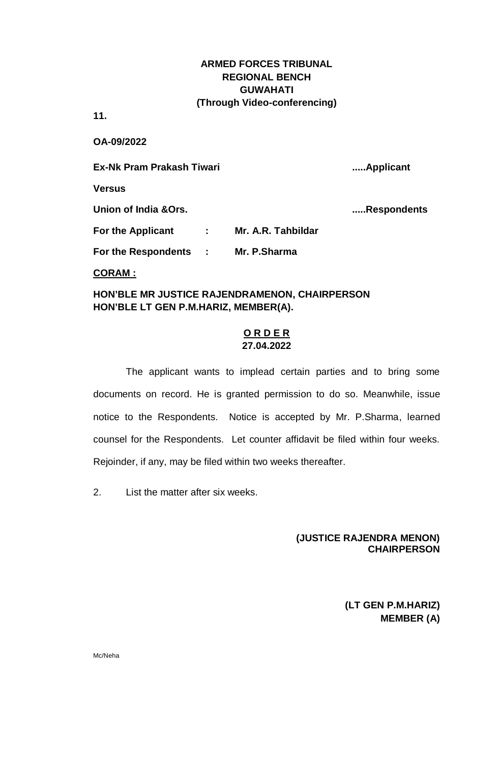**ARMED FORCES TRIBUNAL**
**REGIONAL BENCH**
**GUWAHATI**
**(Through Video-conferencing)**

**11.**

**OA-09/2022**

**Ex-Nk Pram Prakash Tiwari** **.....Applicant**

**Versus**

**Union of India &Ors.** **.....Respondents**

**For the Applicant : Mr. A.R. Tahbildar**

**For the Respondents : Mr. P.Sharma**

**CORAM :**

**HON'BLE MR JUSTICE RAJENDRAMENON, CHAIRPERSON**
**HON'BLE LT GEN P.M.HARIZ, MEMBER(A).**

**O R D E R**
**27.04.2022**

The applicant wants to implead certain parties and to bring some documents on record. He is granted permission to do so. Meanwhile, issue notice to the Respondents. Notice is accepted by Mr. P.Sharma, learned counsel for the Respondents. Let counter affidavit be filed within four weeks. Rejoinder, if any, may be filed within two weeks thereafter.

2. List the matter after six weeks.

**(JUSTICE RAJENDRA MENON)**
**CHAIRPERSON**

**(LT GEN P.M.HARIZ)**
**MEMBER (A)**

Mc/Neha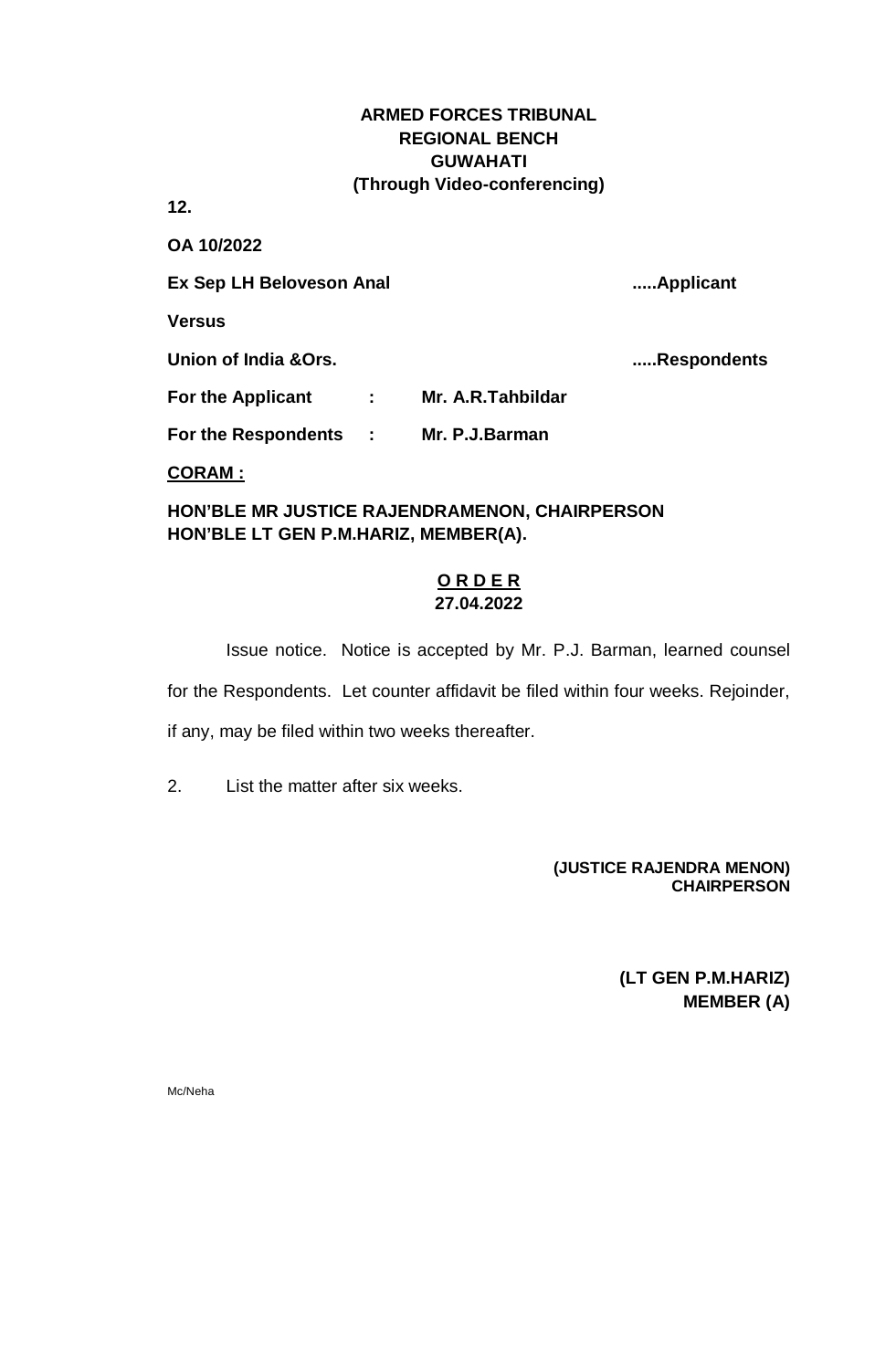**ARMED FORCES TRIBUNAL**
**REGIONAL BENCH**
**GUWAHATI**
**(Through Video-conferencing)**

**12.**

**OA 10/2022**

**Ex Sep LH Beloveson Anal** .....**Applicant**

**Versus**

**Union of India &Ors.** .....**Respondents**

**For the Applicant : Mr. A.R.Tahbildar**

**For the Respondents : Mr. P.J.Barman**

**CORAM :**

**HON'BLE MR JUSTICE RAJENDRAMENON, CHAIRPERSON**
**HON'BLE LT GEN P.M.HARIZ, MEMBER(A).**

**O R D E R**
**27.04.2022**

Issue notice. Notice is accepted by Mr. P.J. Barman, learned counsel for the Respondents. Let counter affidavit be filed within four weeks. Rejoinder, if any, may be filed within two weeks thereafter.

2. List the matter after six weeks.

**(JUSTICE RAJENDRA MENON)**
**CHAIRPERSON**

**(LT GEN P.M.HARIZ)**
**MEMBER (A)**

Mc/Neha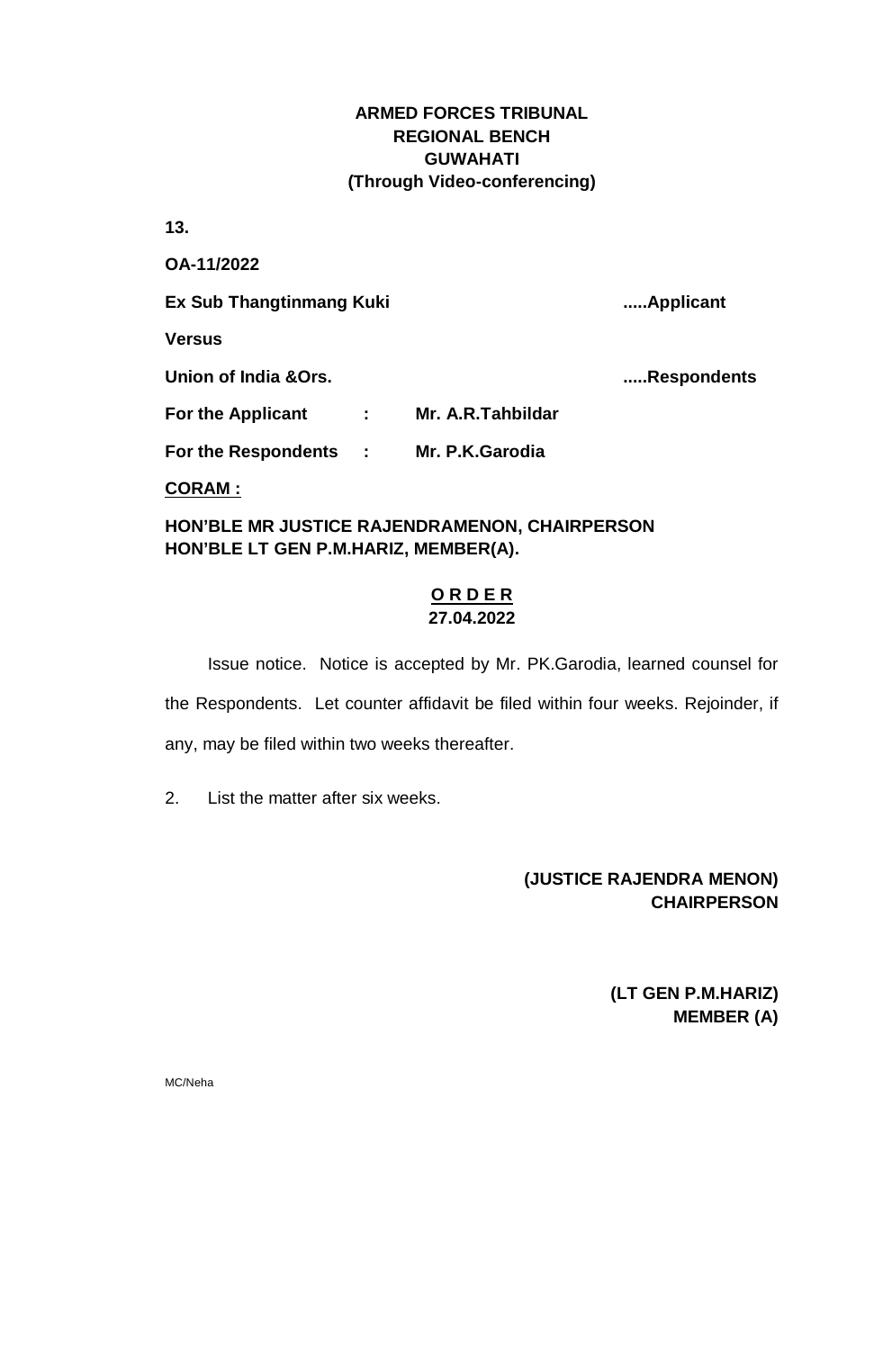**ARMED FORCES TRIBUNAL**
**REGIONAL BENCH**
**GUWAHATI**
**(Through Video-conferencing)**

**13.**

**OA-11/2022**

**Ex Sub Thangtinmang Kuki** .....**Applicant**

**Versus**

**Union of India &Ors.** .....**Respondents**

**For the Applicant : Mr. A.R.Tahbildar**

**For the Respondents : Mr. P.K.Garodia**

**CORAM :**

**HON'BLE MR JUSTICE RAJENDRAMENON, CHAIRPERSON**
**HON'BLE LT GEN P.M.HARIZ, MEMBER(A).**

**O R D E R**
**27.04.2022**

Issue notice. Notice is accepted by Mr. PK.Garodia, learned counsel for the Respondents. Let counter affidavit be filed within four weeks. Rejoinder, if any, may be filed within two weeks thereafter.

2. List the matter after six weeks.

**(JUSTICE RAJENDRA MENON)**
**CHAIRPERSON**

**(LT GEN P.M.HARIZ)**
**MEMBER (A)**

MC/Neha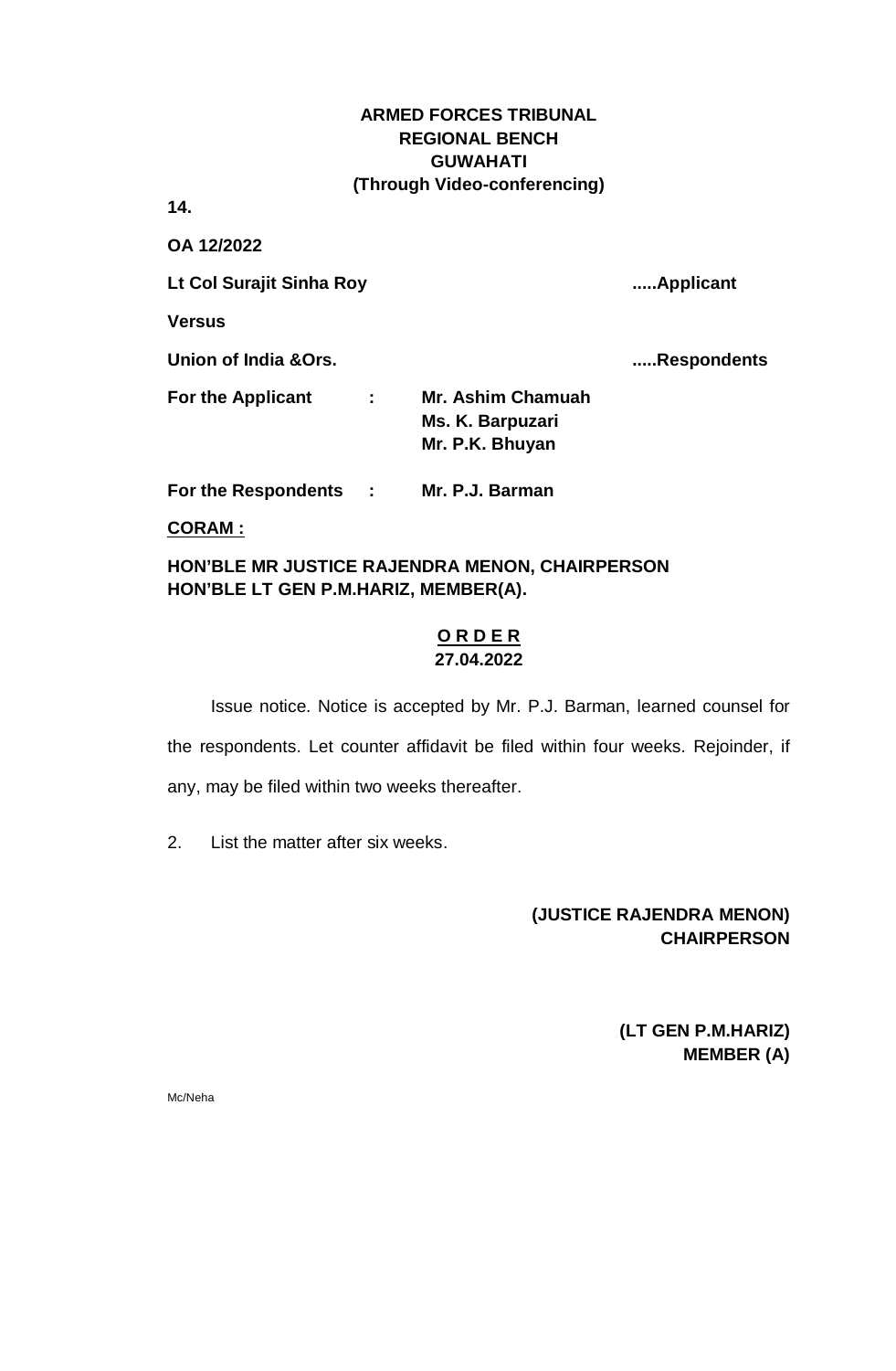**ARMED FORCES TRIBUNAL**
**REGIONAL BENCH**
**GUWAHATI**
**(Through Video-conferencing)**

**14.**

**OA 12/2022**

**Lt Col Surajit Sinha Roy** .....**Applicant**

**Versus**

**Union of India &Ors.** .....**Respondents**

**For the Applicant : Mr. Ashim Chamuah**
**Ms. K. Barpuzari**
**Mr. P.K. Bhuyan**

**For the Respondents : Mr. P.J. Barman**

**CORAM :**

**HON'BLE MR JUSTICE RAJENDRA MENON, CHAIRPERSON**
**HON'BLE LT GEN P.M.HARIZ, MEMBER(A).**

**O R D E R**
**27.04.2022**

Issue notice. Notice is accepted by Mr. P.J. Barman, learned counsel for the respondents. Let counter affidavit be filed within four weeks. Rejoinder, if any, may be filed within two weeks thereafter.

2. List the matter after six weeks.

**(JUSTICE RAJENDRA MENON)**
**CHAIRPERSON**

**(LT GEN P.M.HARIZ)**
**MEMBER (A)**

Mc/Neha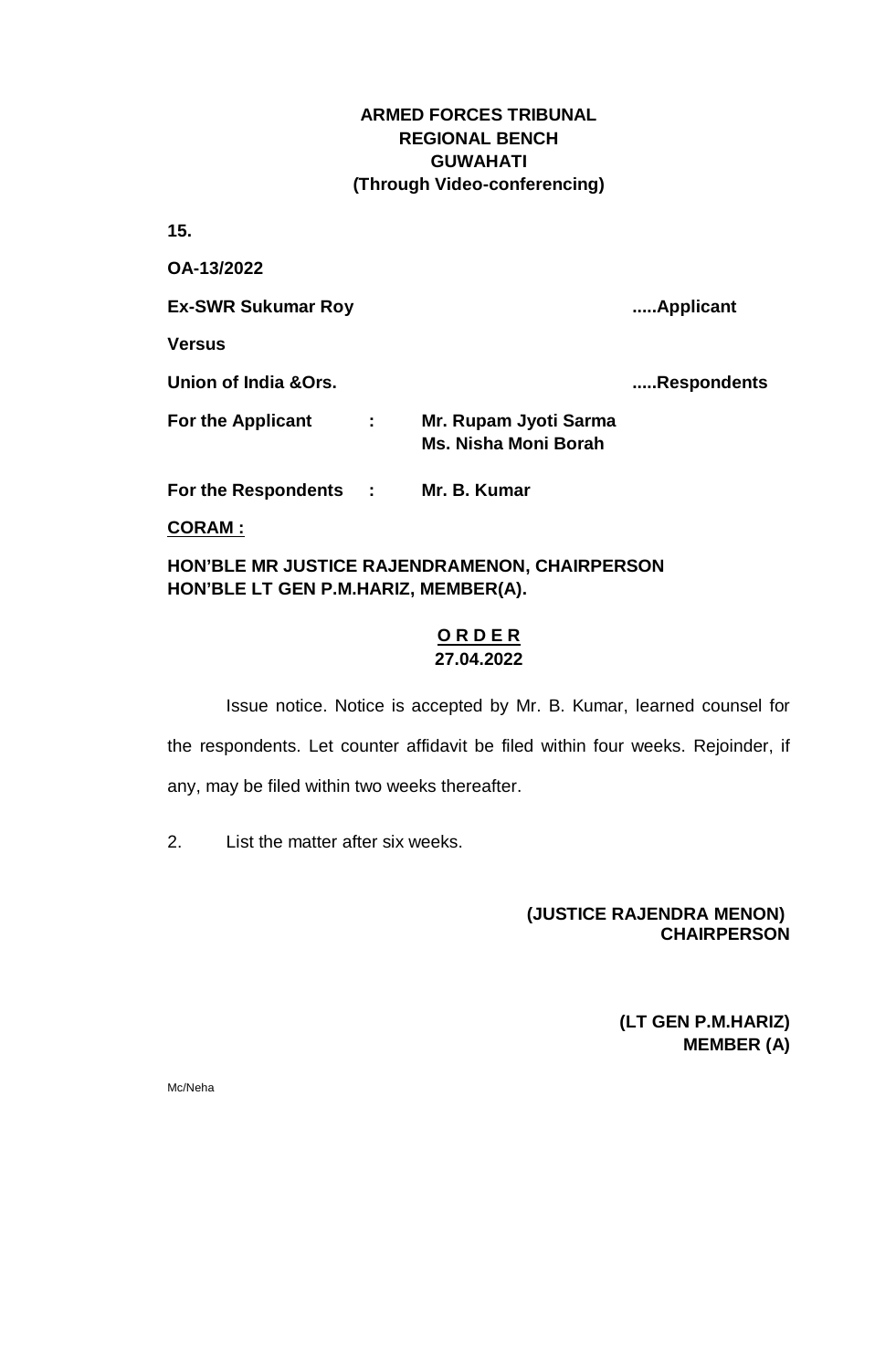**ARMED FORCES TRIBUNAL**
**REGIONAL BENCH**
**GUWAHATI**
**(Through Video-conferencing)**

**15.**

**OA-13/2022**

**Ex-SWR Sukumar Roy** .....**Applicant**

**Versus**

**Union of India &Ors.** .....**Respondents**

**For the Applicant : Mr. Rupam Jyoti Sarma**
**Ms. Nisha Moni Borah**

**For the Respondents : Mr. B. Kumar**

**CORAM :**

**HON'BLE MR JUSTICE RAJENDRAMENON, CHAIRPERSON**
**HON'BLE LT GEN P.M.HARIZ, MEMBER(A).**

**O R D E R**
**27.04.2022**

Issue notice. Notice is accepted by Mr. B. Kumar, learned counsel for the respondents. Let counter affidavit be filed within four weeks. Rejoinder, if any, may be filed within two weeks thereafter.

2. List the matter after six weeks.

**(JUSTICE RAJENDRA MENON)**
**CHAIRPERSON**

**(LT GEN P.M.HARIZ)**
**MEMBER (A)**

Mc/Neha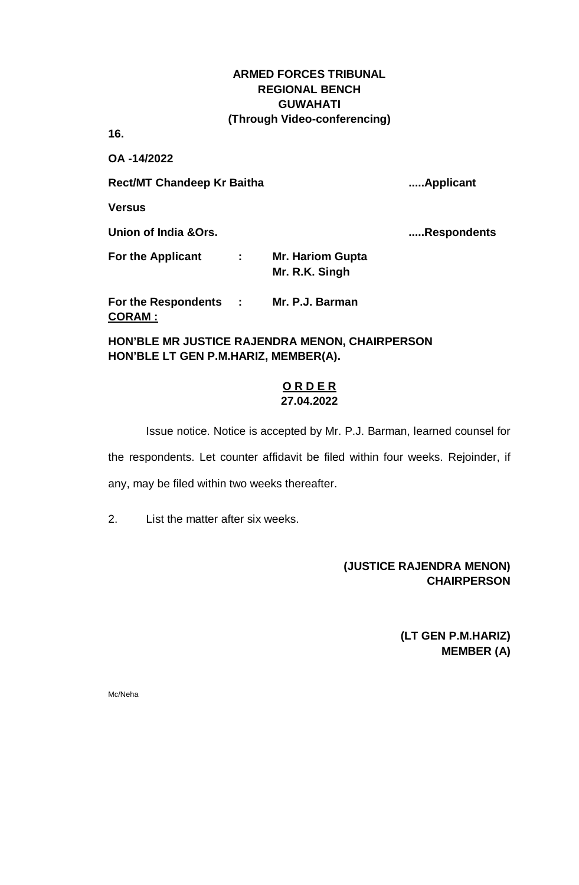**ARMED FORCES TRIBUNAL**
**REGIONAL BENCH**
**GUWAHATI**
**(Through Video-conferencing)**

**16.**

**OA -14/2022**

**Rect/MT Chandeep Kr Baitha .....Applicant**

**Versus**

**Union of India &Ors. .....Respondents**

**For the Applicant : Mr. Hariom Gupta**
**Mr. R.K. Singh**

**For the Respondents : Mr. P.J. Barman**

**CORAM :**

**HON'BLE MR JUSTICE RAJENDRA MENON, CHAIRPERSON**
**HON'BLE LT GEN P.M.HARIZ, MEMBER(A).**

**O R D E R**
**27.04.2022**

Issue notice. Notice is accepted by Mr. P.J. Barman, learned counsel for the respondents. Let counter affidavit be filed within four weeks. Rejoinder, if any, may be filed within two weeks thereafter.

2. List the matter after six weeks.

**(JUSTICE RAJENDRA MENON)**
**CHAIRPERSON**

**(LT GEN P.M.HARIZ)**
**MEMBER (A)**

Mc/Neha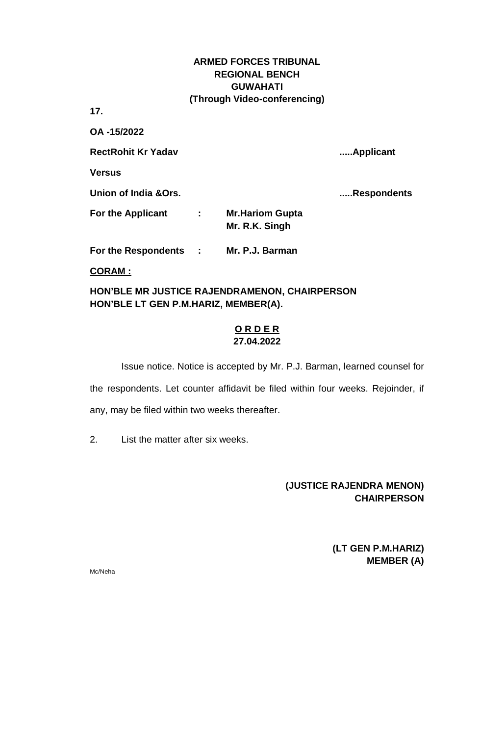**ARMED FORCES TRIBUNAL**
**REGIONAL BENCH**
**GUWAHATI**
**(Through Video-conferencing)**

**17.**

**OA -15/2022**

**RectRohit Kr Yadav** .....**Applicant**

**Versus**

**Union of India &Ors.** .....**Respondents**

**For the Applicant : Mr.Hariom Gupta**
**Mr. R.K. Singh**

**For the Respondents : Mr. P.J. Barman**

**CORAM :**

**HON'BLE MR JUSTICE RAJENDRAMENON, CHAIRPERSON**
**HON'BLE LT GEN P.M.HARIZ, MEMBER(A).**

**O R D E R**
**27.04.2022**

Issue notice. Notice is accepted by Mr. P.J. Barman, learned counsel for the respondents. Let counter affidavit be filed within four weeks. Rejoinder, if any, may be filed within two weeks thereafter.

2. List the matter after six weeks.

**(JUSTICE RAJENDRA MENON)**
**CHAIRPERSON**

**(LT GEN P.M.HARIZ)**
**MEMBER (A)**

Mc/Neha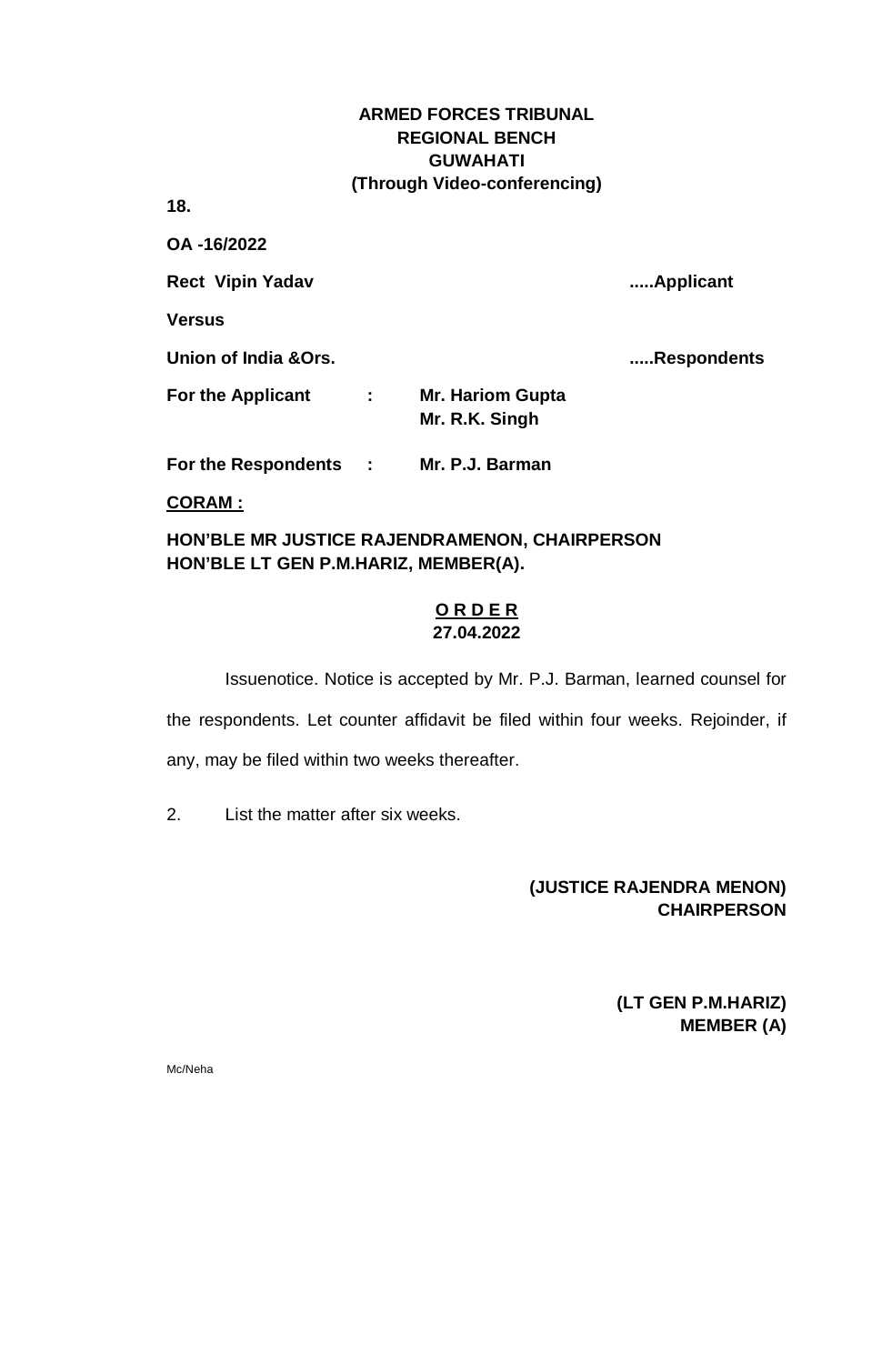**ARMED FORCES TRIBUNAL**
**REGIONAL BENCH**
**GUWAHATI**
**(Through Video-conferencing)**

**18.**

**OA -16/2022**

**Rect Vipin Yadav** .....**Applicant**

**Versus**

**Union of India &Ors.** .....**Respondents**

**For the Applicant : Mr. Hariom Gupta**
**Mr. R.K. Singh**

**For the Respondents : Mr. P.J. Barman**

**CORAM :**

**HON'BLE MR JUSTICE RAJENDRAMENON, CHAIRPERSON**
**HON'BLE LT GEN P.M.HARIZ, MEMBER(A).**

**O R D E R**
**27.04.2022**

Issuenotice. Notice is accepted by Mr. P.J. Barman, learned counsel for the respondents. Let counter affidavit be filed within four weeks. Rejoinder, if any, may be filed within two weeks thereafter.

2. List the matter after six weeks.

**(JUSTICE RAJENDRA MENON)**
**CHAIRPERSON**

**(LT GEN P.M.HARIZ)**
**MEMBER (A)**

Mc/Neha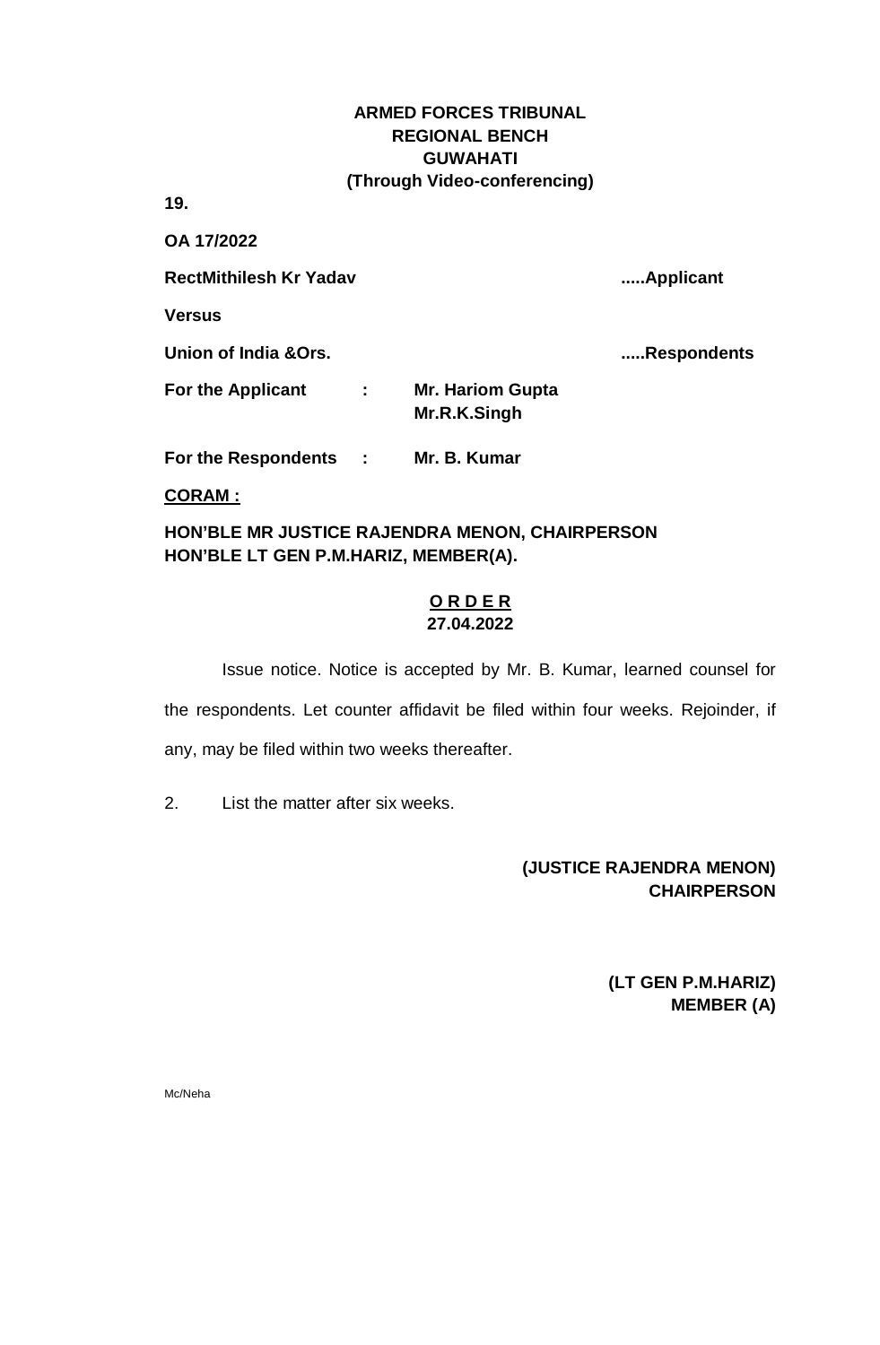**ARMED FORCES TRIBUNAL**
**REGIONAL BENCH**
**GUWAHATI**
**(Through Video-conferencing)**

**19.**

**OA 17/2022**

**RectMithilesh Kr Yadav** .....**Applicant**

**Versus**

**Union of India &Ors.** .....**Respondents**

**For the Applicant : Mr. Hariom Gupta**
**Mr.R.K.Singh**

**For the Respondents : Mr. B. Kumar**

**CORAM :**

**HON'BLE MR JUSTICE RAJENDRA MENON, CHAIRPERSON**
**HON'BLE LT GEN P.M.HARIZ, MEMBER(A).**

**O R D E R**
**27.04.2022**

Issue notice. Notice is accepted by Mr. B. Kumar, learned counsel for the respondents. Let counter affidavit be filed within four weeks. Rejoinder, if any, may be filed within two weeks thereafter.

2. List the matter after six weeks.

**(JUSTICE RAJENDRA MENON)**
**CHAIRPERSON**

**(LT GEN P.M.HARIZ)**
**MEMBER (A)**

Mc/Neha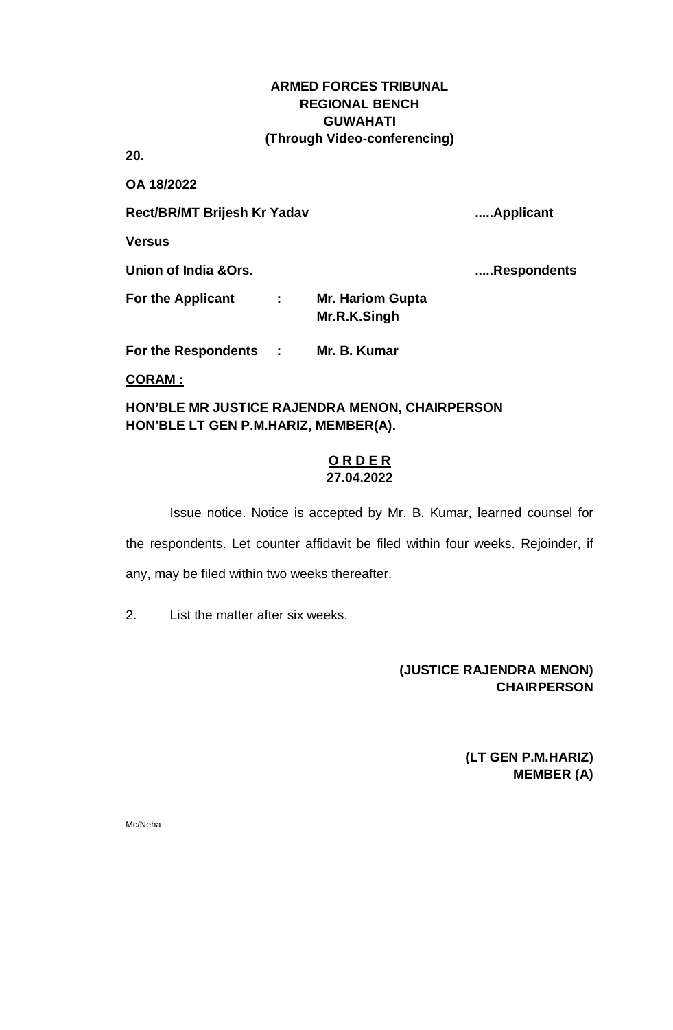**ARMED FORCES TRIBUNAL**
**REGIONAL BENCH**
**GUWAHATI**
**(Through Video-conferencing)**

**20.**

**OA 18/2022**

**Rect/BR/MT Brijesh Kr Yadav** .....**Applicant**

**Versus**

**Union of India &Ors.** .....**Respondents**

**For the Applicant : Mr. Hariom Gupta**
**Mr.R.K.Singh**

**For the Respondents : Mr. B. Kumar**

**CORAM :**

**HON'BLE MR JUSTICE RAJENDRA MENON, CHAIRPERSON**
**HON'BLE LT GEN P.M.HARIZ, MEMBER(A).**

**O R D E R**
**27.04.2022**

Issue notice. Notice is accepted by Mr. B. Kumar, learned counsel for the respondents. Let counter affidavit be filed within four weeks. Rejoinder, if any, may be filed within two weeks thereafter.

2. List the matter after six weeks.

**(JUSTICE RAJENDRA MENON)**
**CHAIRPERSON**

**(LT GEN P.M.HARIZ)**
**MEMBER (A)**

Mc/Neha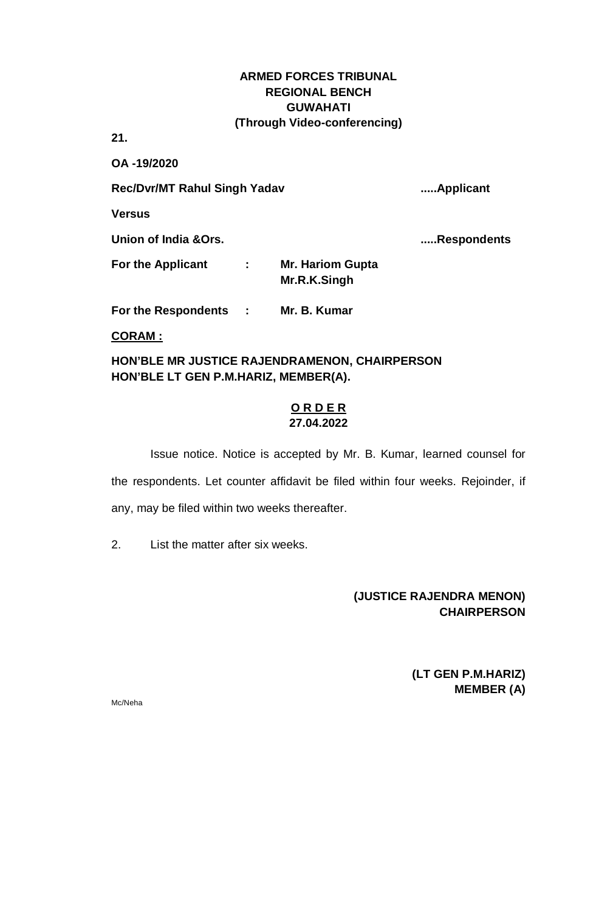**ARMED FORCES TRIBUNAL**
**REGIONAL BENCH**
**GUWAHATI**
**(Through Video-conferencing)**

**21.**

**OA -19/2020**

**Rec/Dvr/MT Rahul Singh Yadav** .....**Applicant**

**Versus**

**Union of India &Ors.** .....**Respondents**

**For the Applicant : Mr. Hariom Gupta**
**Mr.R.K.Singh**

**For the Respondents : Mr. B. Kumar**

**CORAM :**

**HON'BLE MR JUSTICE RAJENDRAMENON, CHAIRPERSON**
**HON'BLE LT GEN P.M.HARIZ, MEMBER(A).**

**O R D E R**
**27.04.2022**

Issue notice. Notice is accepted by Mr. B. Kumar, learned counsel for the respondents. Let counter affidavit be filed within four weeks. Rejoinder, if any, may be filed within two weeks thereafter.

2. List the matter after six weeks.

**(JUSTICE RAJENDRA MENON)**
**CHAIRPERSON**

**(LT GEN P.M.HARIZ)**
**MEMBER (A)**

Mc/Neha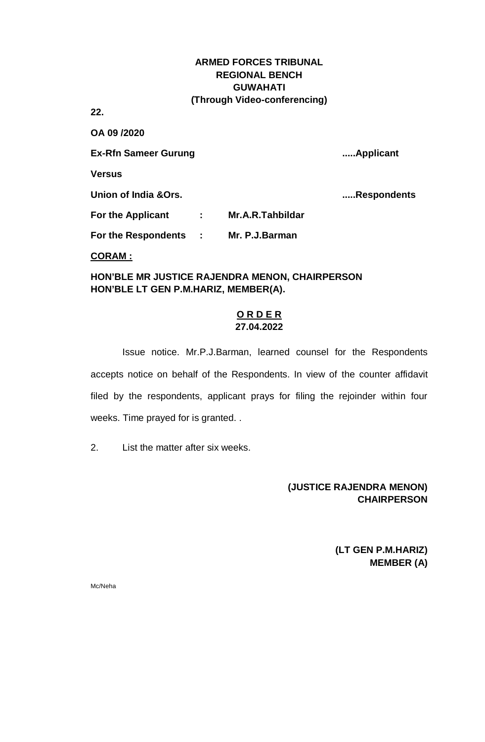**ARMED FORCES TRIBUNAL**
**REGIONAL BENCH**
**GUWAHATI**
**(Through Video-conferencing)**

**22.**

**OA 09 /2020**

**Ex-Rfn Sameer Gurung** .....**Applicant**

**Versus**

**Union of India &Ors.** .....**Respondents**

**For the Applicant : Mr.A.R.Tahbildar**

**For the Respondents : Mr. P.J.Barman**

**CORAM :**

**HON'BLE MR JUSTICE RAJENDRA MENON, CHAIRPERSON**
**HON'BLE LT GEN P.M.HARIZ, MEMBER(A).**

**O R D E R**
**27.04.2022**

Issue notice. Mr.P.J.Barman, learned counsel for the Respondents accepts notice on behalf of the Respondents. In view of the counter affidavit filed by the respondents, applicant prays for filing the rejoinder within four weeks. Time prayed for is granted. .

2. List the matter after six weeks.

**(JUSTICE RAJENDRA MENON)**
**CHAIRPERSON**

**(LT GEN P.M.HARIZ)**
**MEMBER (A)**

Mc/Neha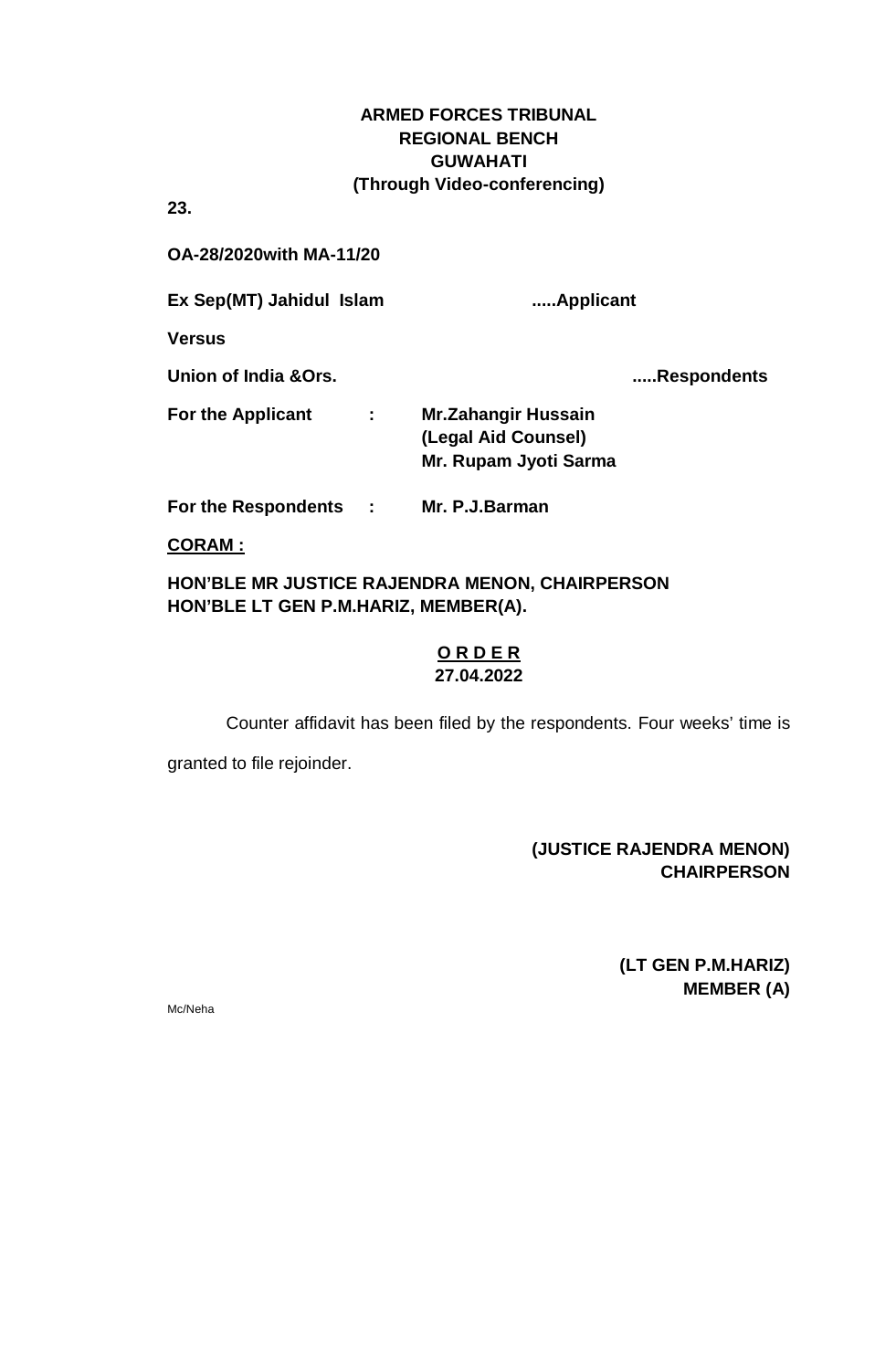**ARMED FORCES TRIBUNAL**
**REGIONAL BENCH**
**GUWAHATI**
**(Through Video-conferencing)**

**23.**

**OA-28/2020with MA-11/20**

**Ex Sep(MT) Jahidul Islam .....Applicant**

**Versus**

**Union of India &Ors. .....Respondents**

| | | |
|---|---|---|
| **For the Applicant** | **:** | **Mr.Zahangir Hussain (Legal Aid Counsel) Mr. Rupam Jyoti Sarma** |
| **For the Respondents** | **:** | **Mr. P.J.Barman** |

**CORAM :**

**HON'BLE MR JUSTICE RAJENDRA MENON, CHAIRPERSON**
**HON'BLE LT GEN P.M.HARIZ, MEMBER(A).**

**O R D E R**
**27.04.2022**

Counter affidavit has been filed by the respondents. Four weeks' time is granted to file rejoinder.

**(JUSTICE RAJENDRA MENON)**
**CHAIRPERSON**

**(LT GEN P.M.HARIZ)**
**MEMBER (A)**

Mc/Neha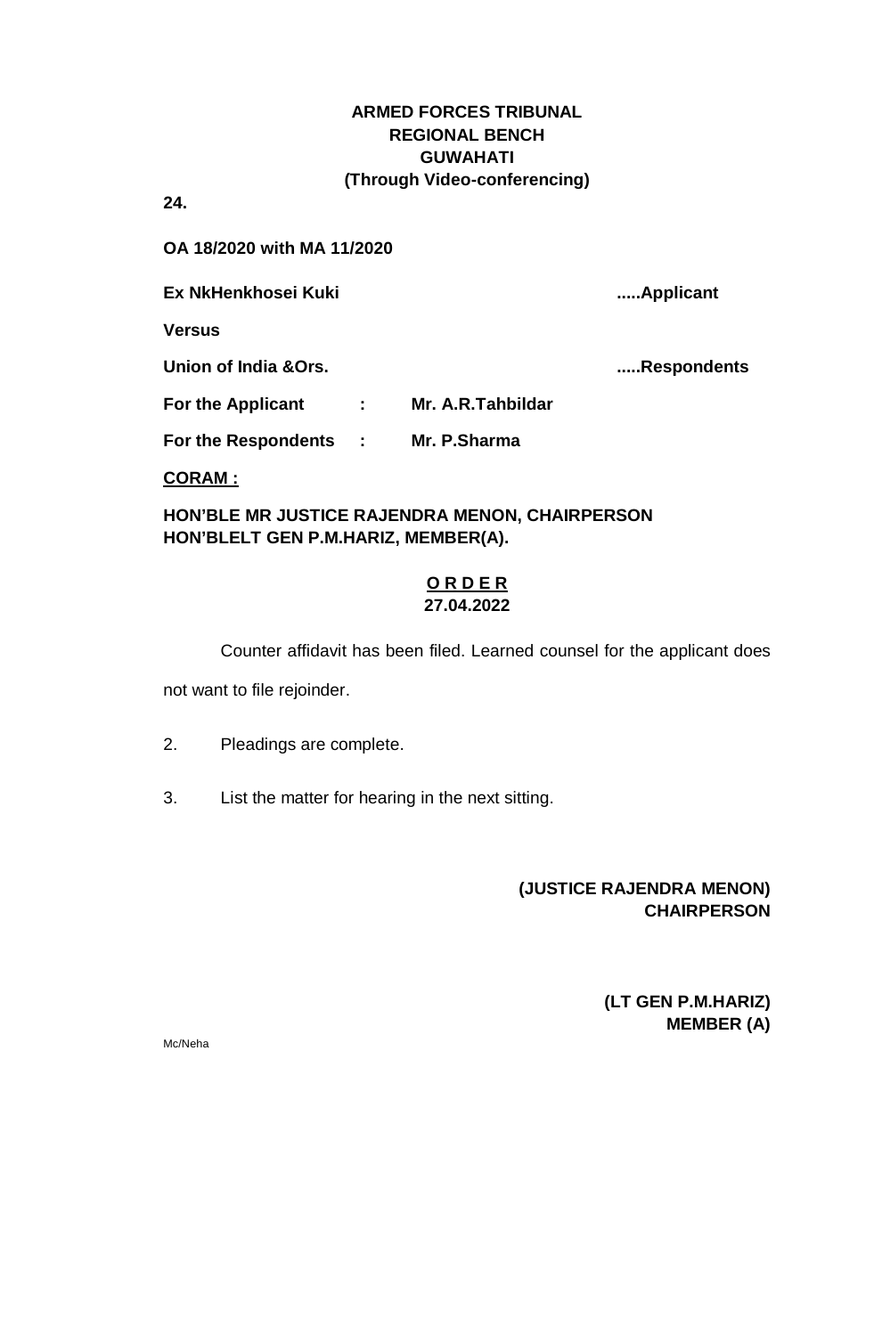**ARMED FORCES TRIBUNAL**
**REGIONAL BENCH**
**GUWAHATI**
**(Through Video-conferencing)**

**24.**

**OA 18/2020 with MA 11/2020**

**Ex NkHenkhosei Kuki** .....**Applicant**

**Versus**

**Union of India &Ors.** .....**Respondents**

**For the Applicant : Mr. A.R.Tahbildar**

**For the Respondents : Mr. P.Sharma**

**CORAM :**

**HON'BLE MR JUSTICE RAJENDRA MENON, CHAIRPERSON**
**HON'BLELT GEN P.M.HARIZ, MEMBER(A).**

**O R D E R**
**27.04.2022**

Counter affidavit has been filed. Learned counsel for the applicant does not want to file rejoinder.

2. Pleadings are complete.

3. List the matter for hearing in the next sitting.

**(JUSTICE RAJENDRA MENON)**
**CHAIRPERSON**

**(LT GEN P.M.HARIZ)**
**MEMBER (A)**

Mc/Neha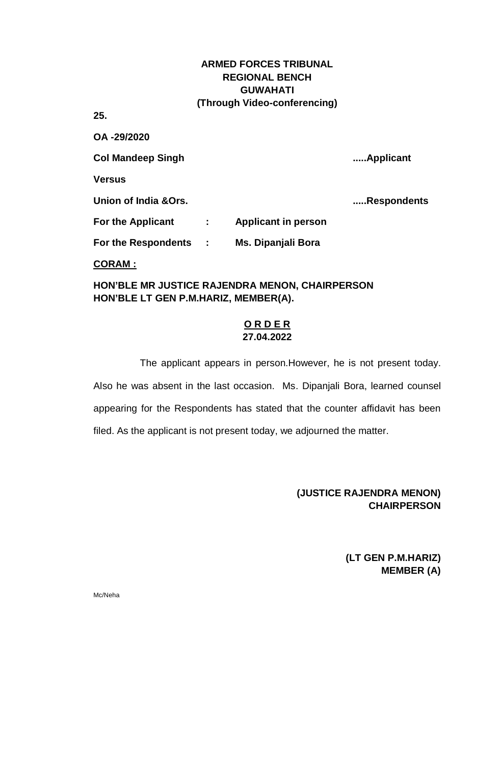**ARMED FORCES TRIBUNAL**
**REGIONAL BENCH**
**GUWAHATI**
**(Through Video-conferencing)**

**25.**

**OA -29/2020**

**Col Mandeep Singh** .....**Applicant**

**Versus**

**Union of India &Ors.** .....**Respondents**

**For the Applicant : Applicant in person**

**For the Respondents : Ms. Dipanjali Bora**

**CORAM :**

**HON'BLE MR JUSTICE RAJENDRA MENON, CHAIRPERSON**
**HON'BLE LT GEN P.M.HARIZ, MEMBER(A).**

**O R D E R**
**27.04.2022**

The applicant appears in person.However, he is not present today. Also he was absent in the last occasion. Ms. Dipanjali Bora, learned counsel appearing for the Respondents has stated that the counter affidavit has been filed. As the applicant is not present today, we adjourned the matter.

**(JUSTICE RAJENDRA MENON)**
**CHAIRPERSON**

**(LT GEN P.M.HARIZ)**
**MEMBER (A)**

Mc/Neha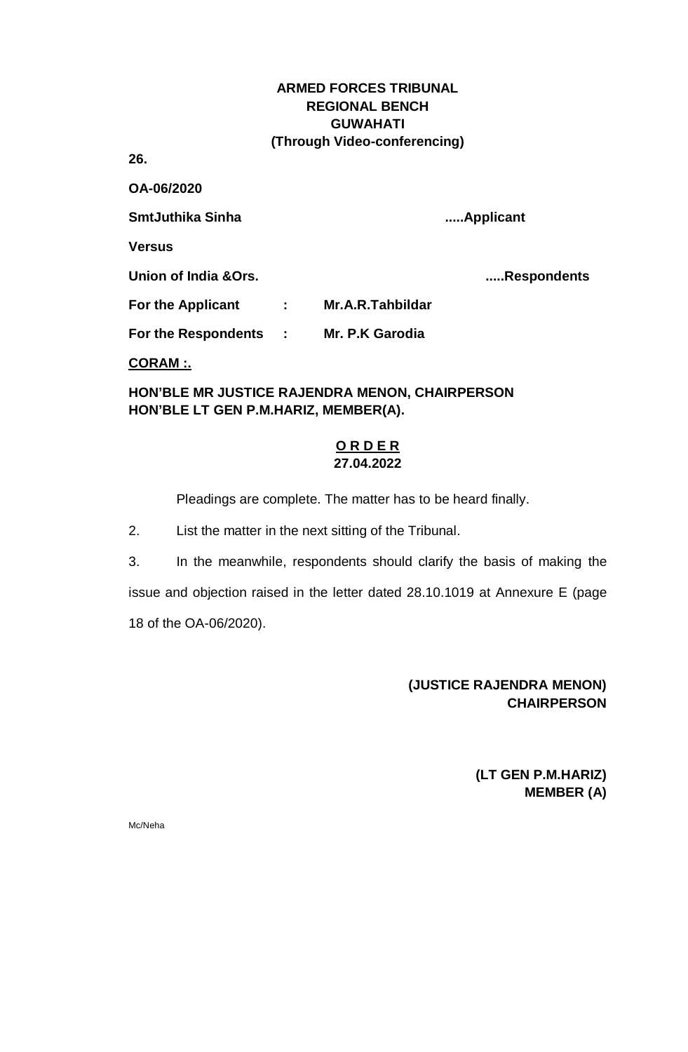**ARMED FORCES TRIBUNAL**
**REGIONAL BENCH**
**GUWAHATI**
**(Through Video-conferencing)**

**26.**

**OA-06/2020**

**SmtJuthika Sinha** .....**Applicant**

**Versus**

**Union of India &Ors.** .....**Respondents**

**For the Applicant : Mr.A.R.Tahbildar**

**For the Respondents : Mr. P.K Garodia**

**CORAM :.**

**HON'BLE MR JUSTICE RAJENDRA MENON, CHAIRPERSON**
**HON'BLE LT GEN P.M.HARIZ, MEMBER(A).**

**O R D E R**
**27.04.2022**

Pleadings are complete. The matter has to be heard finally.

2. List the matter in the next sitting of the Tribunal.

3. In the meanwhile, respondents should clarify the basis of making the issue and objection raised in the letter dated 28.10.1019 at Annexure E (page 18 of the OA-06/2020).

**(JUSTICE RAJENDRA MENON)**
**CHAIRPERSON**

**(LT GEN P.M.HARIZ)**
**MEMBER (A)**

Mc/Neha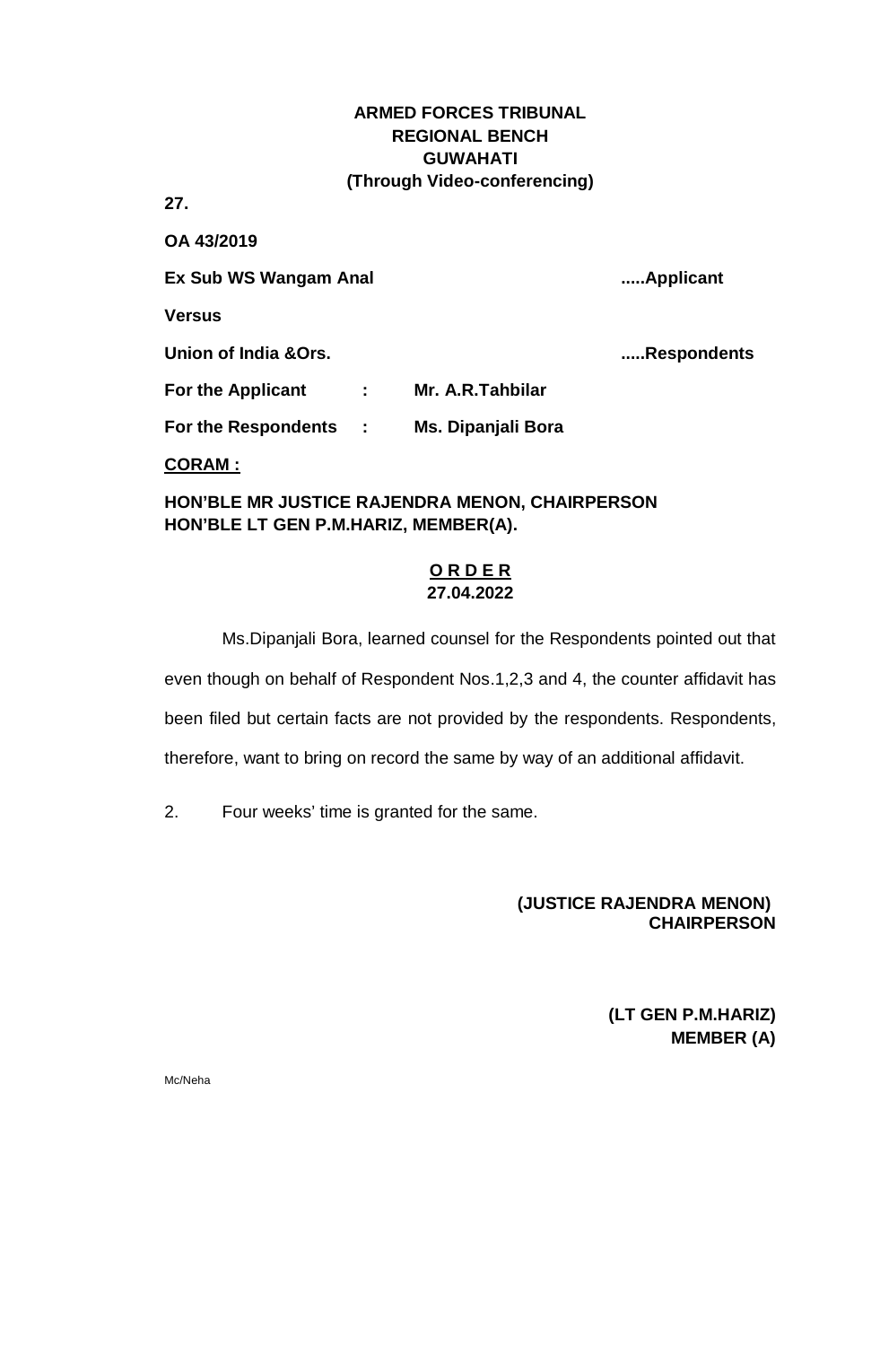**ARMED FORCES TRIBUNAL**
**REGIONAL BENCH**
**GUWAHATI**
**(Through Video-conferencing)**

**27.**

**OA 43/2019**

**Ex Sub WS Wangam Anal** .....**Applicant**

**Versus**

**Union of India &Ors.** .....**Respondents**

**For the Applicant : Mr. A.R.Tahbilar**

**For the Respondents : Ms. Dipanjali Bora**

**CORAM :**

**HON'BLE MR JUSTICE RAJENDRA MENON, CHAIRPERSON**
**HON'BLE LT GEN P.M.HARIZ, MEMBER(A).**

**O R D E R**
**27.04.2022**

Ms.Dipanjali Bora, learned counsel for the Respondents pointed out that even though on behalf of Respondent Nos.1,2,3 and 4, the counter affidavit has been filed but certain facts are not provided by the respondents. Respondents, therefore, want to bring on record the same by way of an additional affidavit.

2. Four weeks' time is granted for the same.

**(JUSTICE RAJENDRA MENON)**
**CHAIRPERSON**

**(LT GEN P.M.HARIZ)**
**MEMBER (A)**

Mc/Neha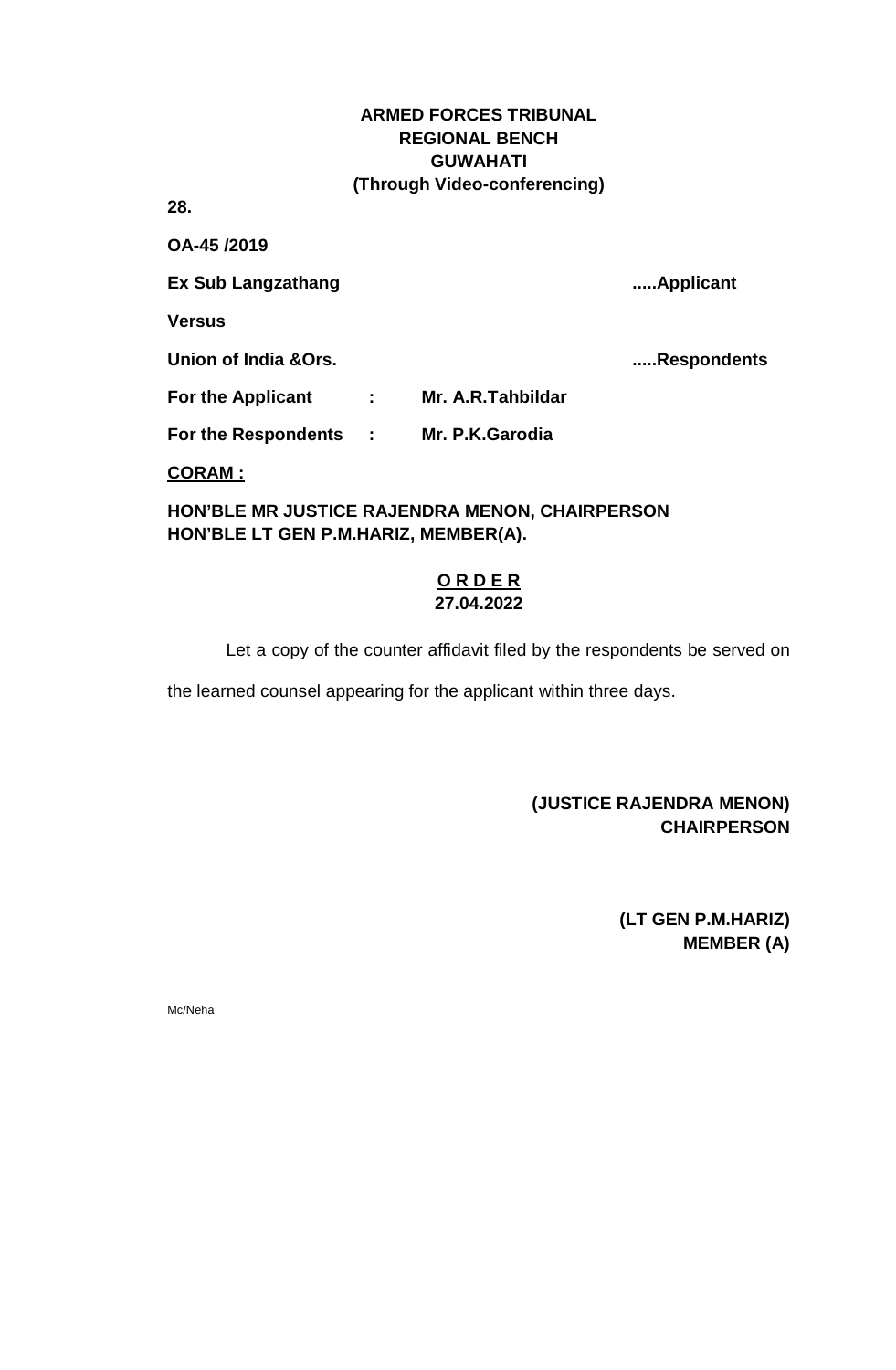**ARMED FORCES TRIBUNAL**
**REGIONAL BENCH**
**GUWAHATI**
**(Through Video-conferencing)**

**28.**

**OA-45 /2019**

**Ex Sub Langzathang** .....**Applicant**

**Versus**

**Union of India &Ors.** .....**Respondents**

**For the Applicant : Mr. A.R.Tahbildar**

**For the Respondents : Mr. P.K.Garodia**

**CORAM :**

**HON'BLE MR JUSTICE RAJENDRA MENON, CHAIRPERSON**
**HON'BLE LT GEN P.M.HARIZ, MEMBER(A).**

**O R D E R**
**27.04.2022**

Let a copy of the counter affidavit filed by the respondents be served on the learned counsel appearing for the applicant within three days.

**(JUSTICE RAJENDRA MENON)**
**CHAIRPERSON**

**(LT GEN P.M.HARIZ)**
**MEMBER (A)**

Mc/Neha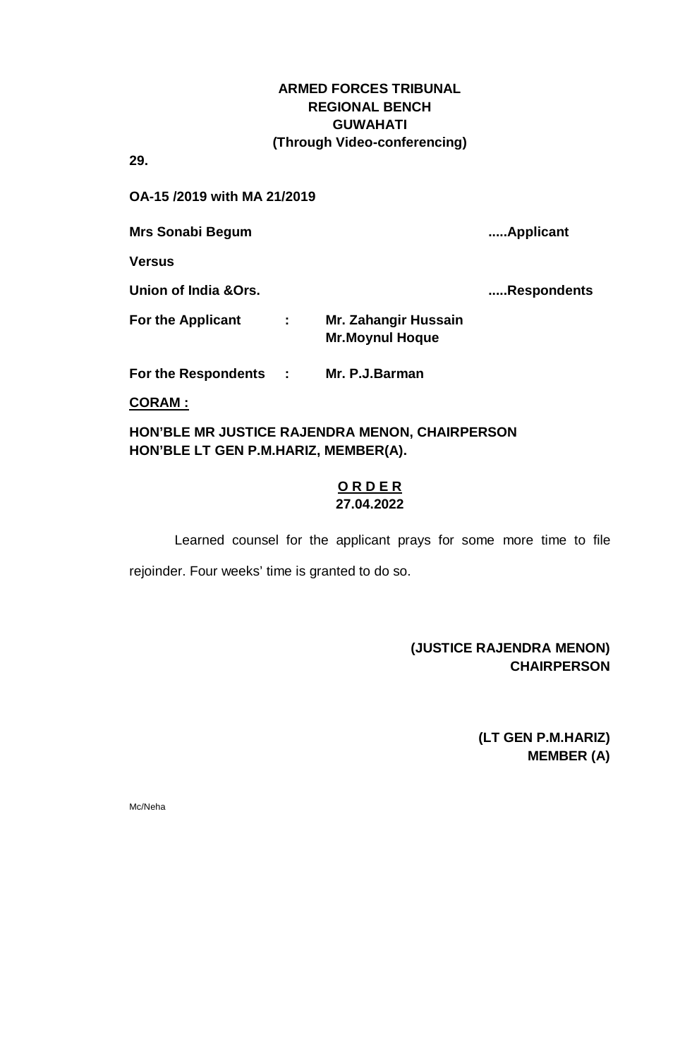**ARMED FORCES TRIBUNAL**
**REGIONAL BENCH**
**GUWAHATI**
**(Through Video-conferencing)**

**29.**

**OA-15 /2019 with MA 21/2019**

**Mrs Sonabi Begum** .....**Applicant**

**Versus**

**Union of India &Ors.** .....**Respondents**

**For the Applicant : Mr. Zahangir Hussain**
**Mr.Moynul Hoque**

**For the Respondents : Mr. P.J.Barman**

**CORAM :**

**HON'BLE MR JUSTICE RAJENDRA MENON, CHAIRPERSON**
**HON'BLE LT GEN P.M.HARIZ, MEMBER(A).**

**O R D E R**
**27.04.2022**

Learned counsel for the applicant prays for some more time to file rejoinder. Four weeks' time is granted to do so.

**(JUSTICE RAJENDRA MENON)**
**CHAIRPERSON**

**(LT GEN P.M.HARIZ)**
**MEMBER (A)**

Mc/Neha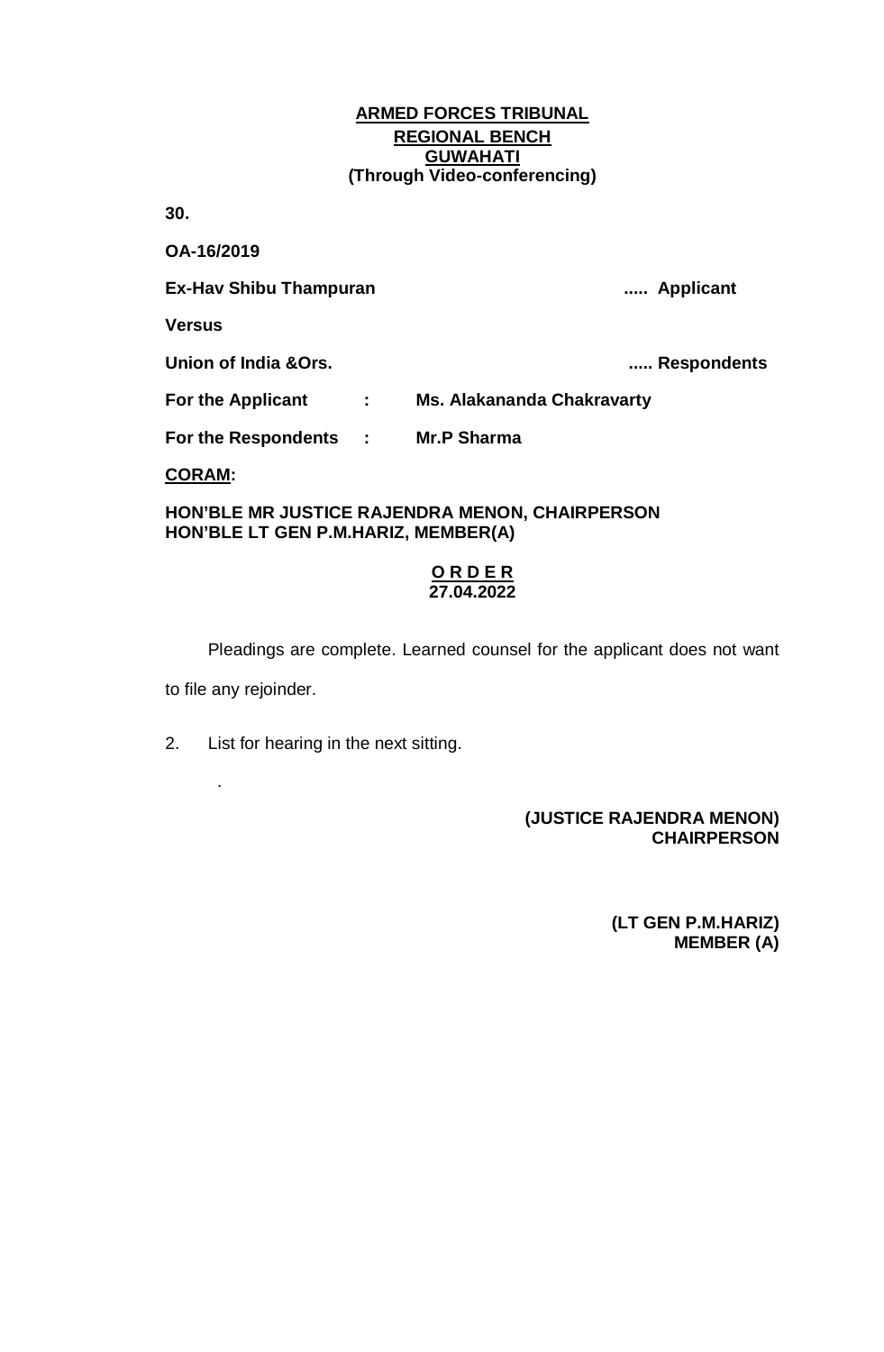**ARMED FORCES TRIBUNAL**
**REGIONAL BENCH**
**GUWAHATI**
**(Through Video-conferencing)**

**30.**

**OA-16/2019**

**Ex-Hav Shibu Thampuran** ..... **Applicant**

**Versus**

**Union of India &Ors.** ..... **Respondents**

**For the Applicant : Ms. Alakananda Chakravarty**

**For the Respondents : Mr.P Sharma**

**CORAM:**

**HON'BLE MR JUSTICE RAJENDRA MENON, CHAIRPERSON**
**HON'BLE LT GEN P.M.HARIZ, MEMBER(A)**

**O R D E R**
**27.04.2022**

Pleadings are complete. Learned counsel for the applicant does not want to file any rejoinder.

2. List for hearing in the next sitting.

.

**(JUSTICE RAJENDRA MENON)**
**CHAIRPERSON**

**(LT GEN P.M.HARIZ)**
**MEMBER (A)**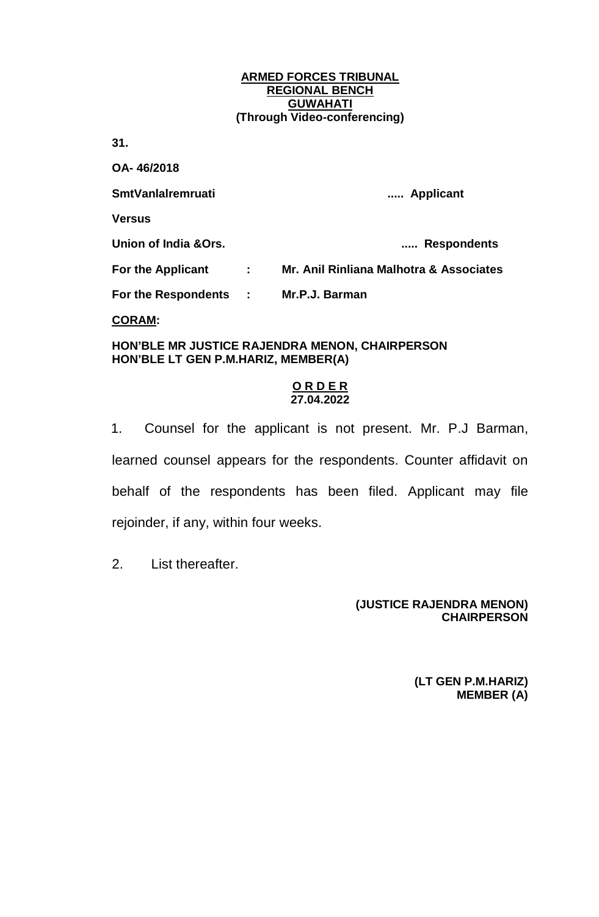**ARMED FORCES TRIBUNAL**
**REGIONAL BENCH**
**GUWAHATI**
**(Through Video-conferencing)**

**31.**

**OA- 46/2018**

**SmtVanlalremruati** ..... **Applicant**

**Versus**

**Union of India &Ors.** ..... **Respondents**

**For the Applicant : Mr. Anil Rinliana Malhotra & Associates**

**For the Respondents : Mr.P.J. Barman**

**CORAM:**

**HON'BLE MR JUSTICE RAJENDRA MENON, CHAIRPERSON**
**HON'BLE LT GEN P.M.HARIZ, MEMBER(A)**

**O R D E R**
**27.04.2022**

1. Counsel for the applicant is not present. Mr. P.J Barman, learned counsel appears for the respondents. Counter affidavit on behalf of the respondents has been filed. Applicant may file rejoinder, if any, within four weeks.

2. List thereafter.

**(JUSTICE RAJENDRA MENON)**
**CHAIRPERSON**

**(LT GEN P.M.HARIZ)**
**MEMBER (A)**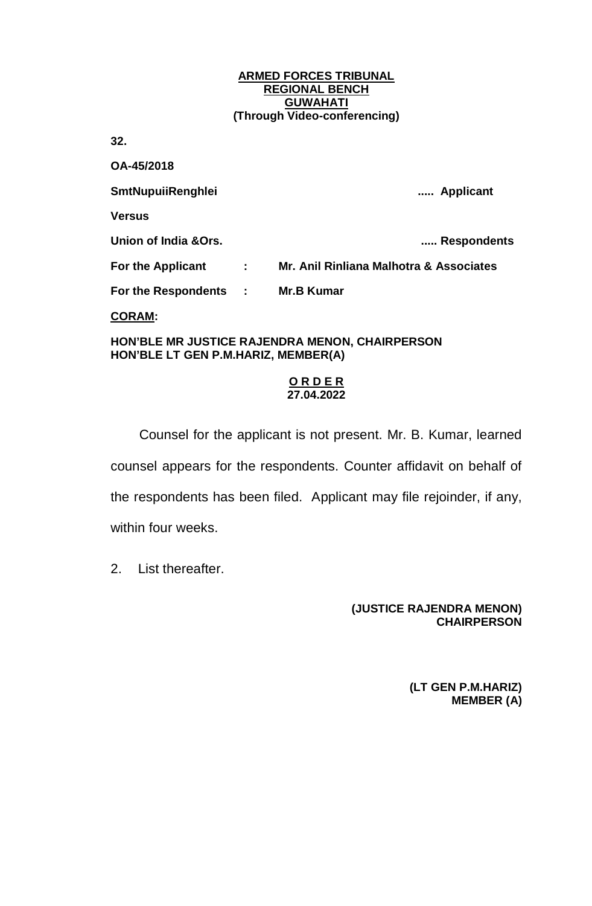**ARMED FORCES TRIBUNAL**
**REGIONAL BENCH**
**GUWAHATI**
**(Through Video-conferencing)**

**32.**

**OA-45/2018**

**SmtNupuiiRenghlei** ..... **Applicant**

**Versus**

**Union of India &Ors.** ..... **Respondents**

**For the Applicant : Mr. Anil Rinliana Malhotra & Associates**

**For the Respondents : Mr.B Kumar**

**CORAM:**

**HON'BLE MR JUSTICE RAJENDRA MENON, CHAIRPERSON**
**HON'BLE LT GEN P.M.HARIZ, MEMBER(A)**

**O R D E R**
**27.04.2022**

Counsel for the applicant is not present. Mr. B. Kumar, learned counsel appears for the respondents. Counter affidavit on behalf of the respondents has been filed. Applicant may file rejoinder, if any, within four weeks.

2. List thereafter.

**(JUSTICE RAJENDRA MENON)**
**CHAIRPERSON**

**(LT GEN P.M.HARIZ)**
**MEMBER (A)**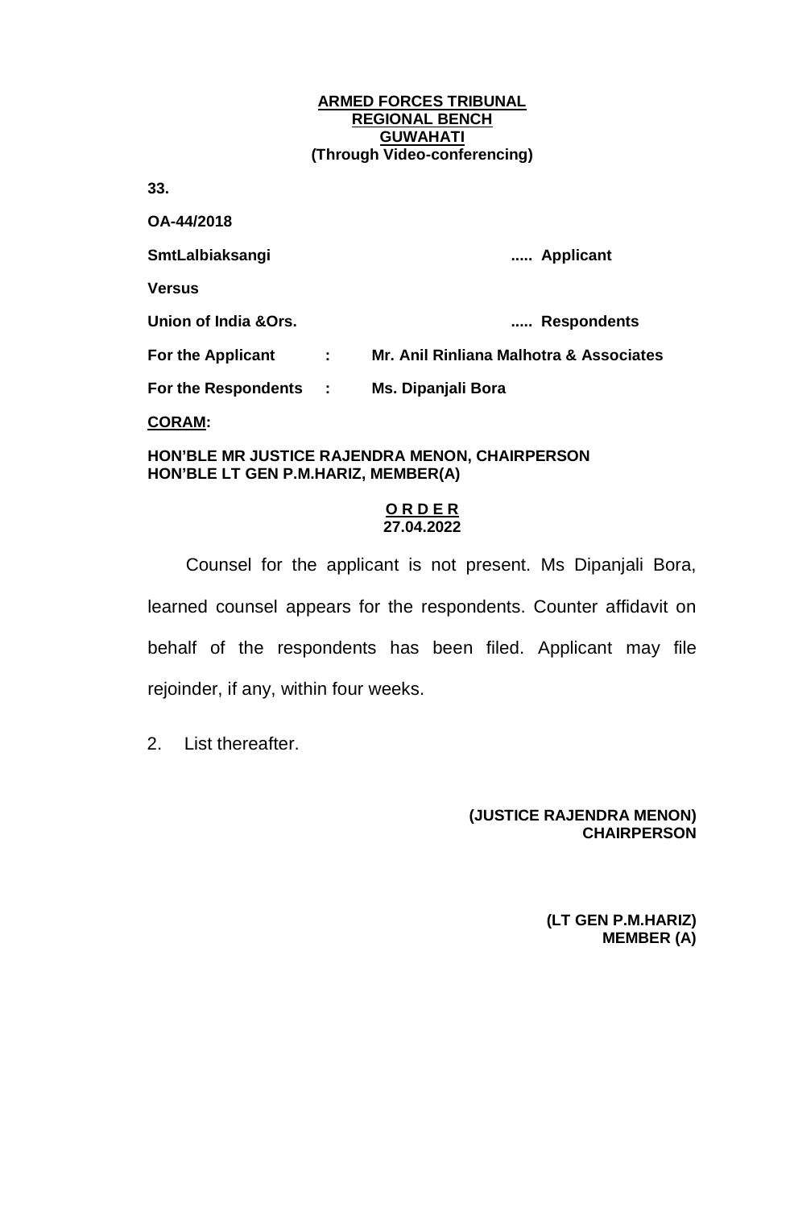**ARMED FORCES TRIBUNAL**
**REGIONAL BENCH**
**GUWAHATI**
**(Through Video-conferencing)**

**33.**

**OA-44/2018**

**SmtLalbiaksangi** ..... **Applicant**

**Versus**

**Union of India &Ors.** ..... **Respondents**

**For the Applicant : Mr. Anil Rinliana Malhotra & Associates**

**For the Respondents : Ms. Dipanjali Bora**

**CORAM:**

**HON'BLE MR JUSTICE RAJENDRA MENON, CHAIRPERSON**
**HON'BLE LT GEN P.M.HARIZ, MEMBER(A)**

**O R D E R**
**27.04.2022**

Counsel for the applicant is not present. Ms Dipanjali Bora, learned counsel appears for the respondents. Counter affidavit on behalf of the respondents has been filed. Applicant may file rejoinder, if any, within four weeks.

2. List thereafter.

**(JUSTICE RAJENDRA MENON)**
**CHAIRPERSON**

**(LT GEN P.M.HARIZ)**
**MEMBER (A)**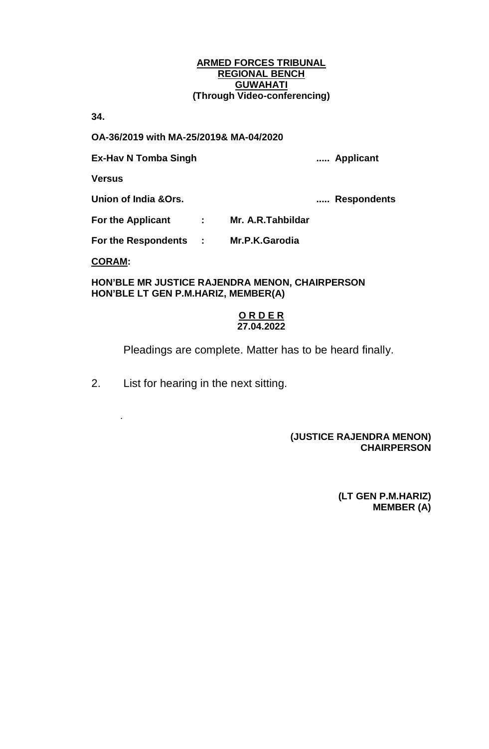**ARMED FORCES TRIBUNAL**
**REGIONAL BENCH**
**GUWAHATI**
**(Through Video-conferencing)**

**34.**

**OA-36/2019 with MA-25/2019& MA-04/2020**

**Ex-Hav N Tomba Singh ..... Applicant**

**Versus**

**Union of India &Ors. ..... Respondents**

**For the Applicant : Mr. A.R.Tahbildar**

**For the Respondents : Mr.P.K.Garodia**

**CORAM:**

**HON'BLE MR JUSTICE RAJENDRA MENON, CHAIRPERSON**
**HON'BLE LT GEN P.M.HARIZ, MEMBER(A)**

**O R D E R**
**27.04.2022**

Pleadings are complete. Matter has to be heard finally.

2. List for hearing in the next sitting.

.

**(JUSTICE RAJENDRA MENON)**
**CHAIRPERSON**

**(LT GEN P.M.HARIZ)**
**MEMBER (A)**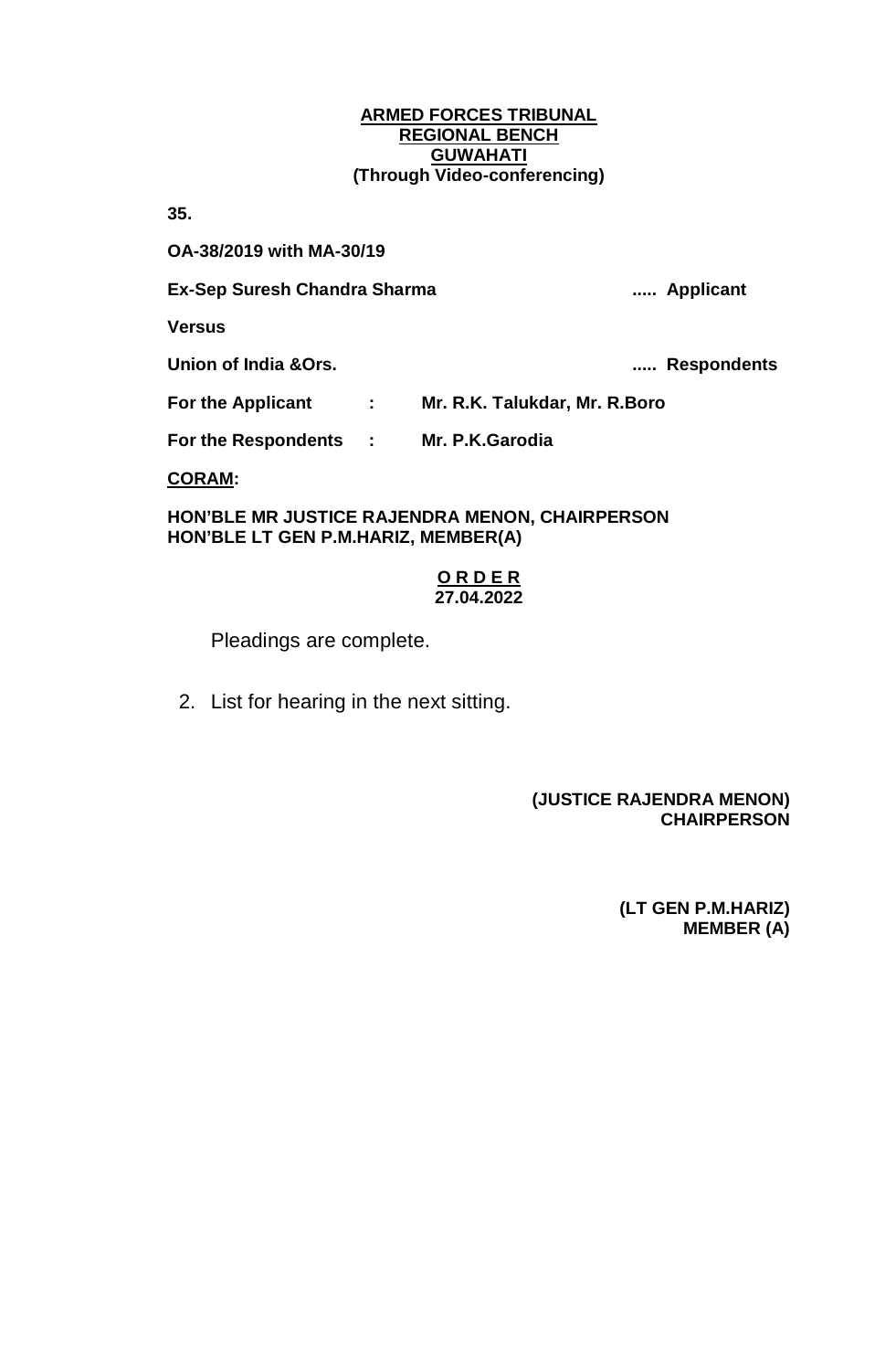**ARMED FORCES TRIBUNAL**
**REGIONAL BENCH**
**GUWAHATI**
**(Through Video-conferencing)**

**35.**

**OA-38/2019 with MA-30/19**

**Ex-Sep Suresh Chandra Sharma** ..... **Applicant**

**Versus**

**Union of India &Ors.** ..... **Respondents**

**For the Applicant : Mr. R.K. Talukdar, Mr. R.Boro**

**For the Respondents : Mr. P.K.Garodia**

**CORAM:**

**HON'BLE MR JUSTICE RAJENDRA MENON, CHAIRPERSON**
**HON'BLE LT GEN P.M.HARIZ, MEMBER(A)**

**O R D E R**
**27.04.2022**

Pleadings are complete.

2. List for hearing in the next sitting.

**(JUSTICE RAJENDRA MENON)**
**CHAIRPERSON**

**(LT GEN P.M.HARIZ)**
**MEMBER (A)**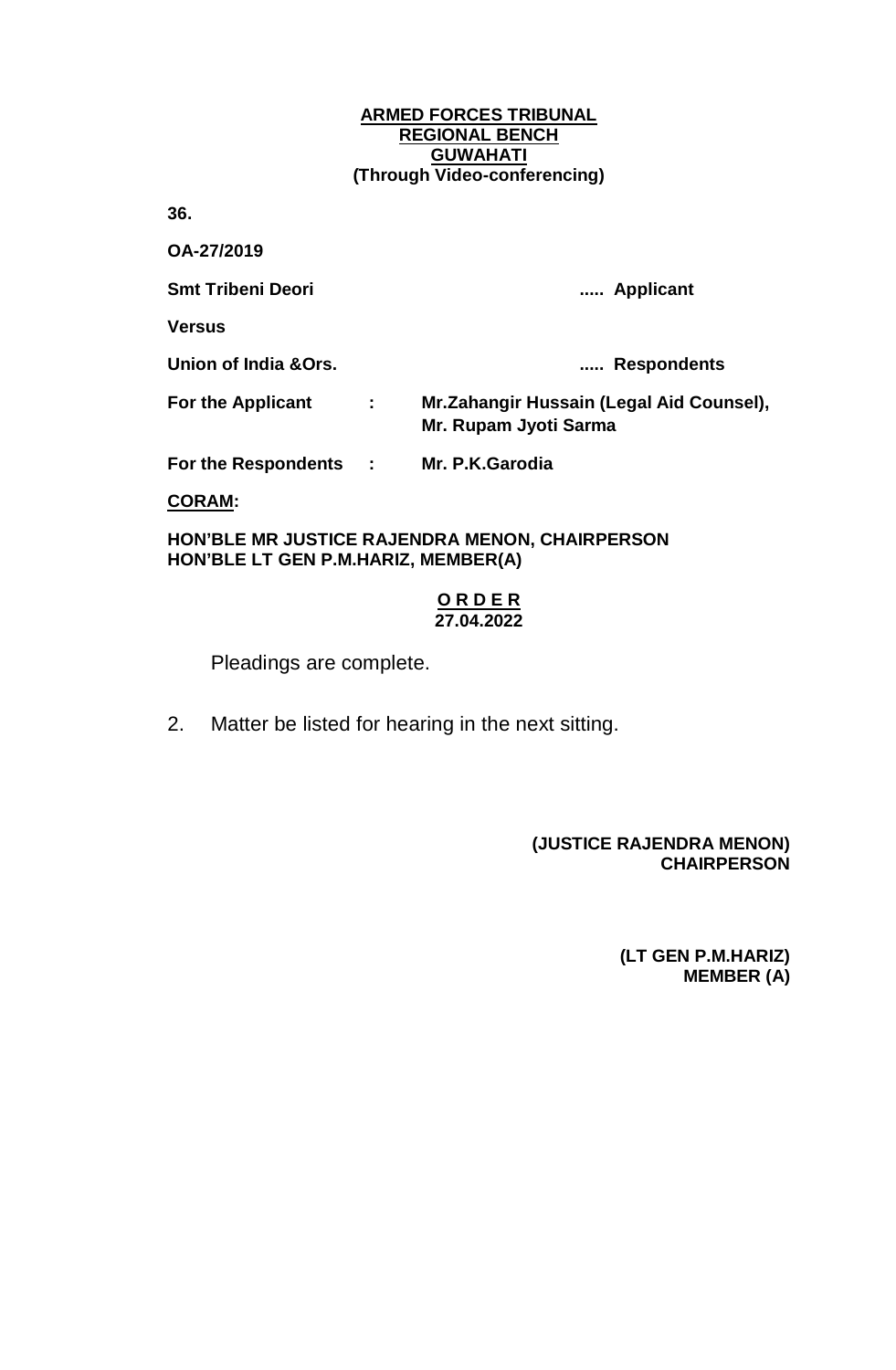**ARMED FORCES TRIBUNAL**
**REGIONAL BENCH**
**GUWAHATI**
**(Through Video-conferencing)**

**36.**

**OA-27/2019**

**Smt Tribeni Deori** ..... **Applicant**

**Versus**

**Union of India &Ors.** ..... **Respondents**

**For the Applicant : Mr.Zahangir Hussain (Legal Aid Counsel), Mr. Rupam Jyoti Sarma**

**For the Respondents : Mr. P.K.Garodia**

**CORAM:**

**HON'BLE MR JUSTICE RAJENDRA MENON, CHAIRPERSON**
**HON'BLE LT GEN P.M.HARIZ, MEMBER(A)**

**O R D E R**
**27.04.2022**

Pleadings are complete.

2. Matter be listed for hearing in the next sitting.

**(JUSTICE RAJENDRA MENON)**
**CHAIRPERSON**

**(LT GEN P.M.HARIZ)**
**MEMBER (A)**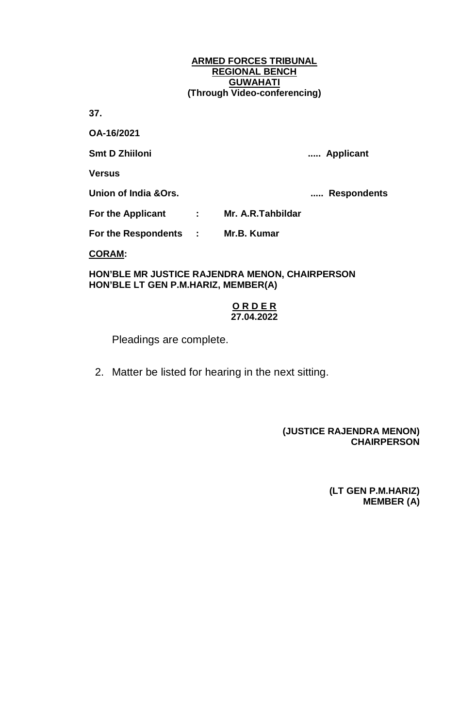**ARMED FORCES TRIBUNAL**
**REGIONAL BENCH**
**GUWAHATI**
**(Through Video-conferencing)**

**37.**

**OA-16/2021**

**Smt D Zhiiloni** ..... **Applicant**

**Versus**

**Union of India &Ors.** ..... **Respondents**

**For the Applicant : Mr. A.R.Tahbildar**

**For the Respondents : Mr.B. Kumar**

**CORAM:**

**HON'BLE MR JUSTICE RAJENDRA MENON, CHAIRPERSON**
**HON'BLE LT GEN P.M.HARIZ, MEMBER(A)**

**O R D E R**
**27.04.2022**

Pleadings are complete.

2. Matter be listed for hearing in the next sitting.

**(JUSTICE RAJENDRA MENON)**
**CHAIRPERSON**

**(LT GEN P.M.HARIZ)**
**MEMBER (A)**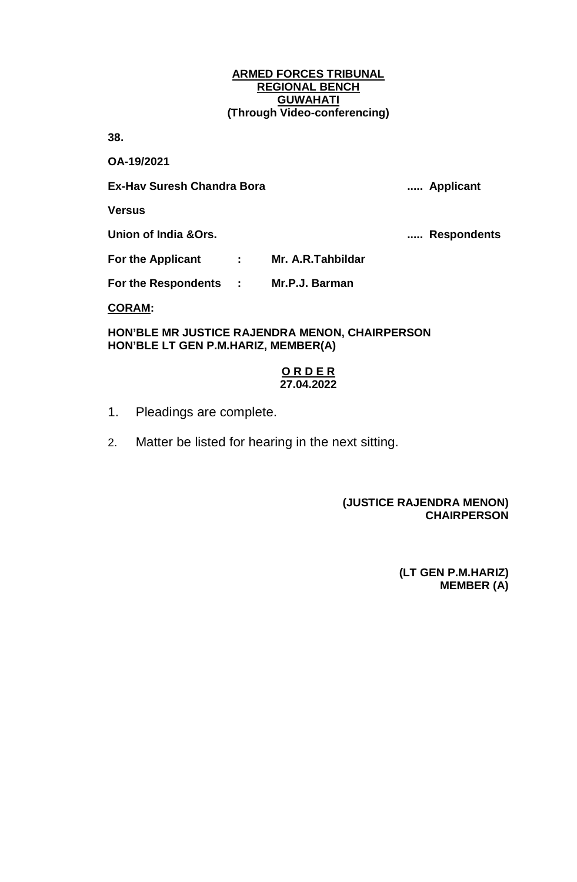**ARMED FORCES TRIBUNAL**
**REGIONAL BENCH**
**GUWAHATI**
**(Through Video-conferencing)**

**38.**

**OA-19/2021**

**Ex-Hav Suresh Chandra Bora** ..... **Applicant**

**Versus**

**Union of India &Ors.** ..... **Respondents**

**For the Applicant : Mr. A.R.Tahbildar**

**For the Respondents : Mr.P.J. Barman**

**CORAM:**

**HON'BLE MR JUSTICE RAJENDRA MENON, CHAIRPERSON**
**HON'BLE LT GEN P.M.HARIZ, MEMBER(A)**

**O R D E R**
**27.04.2022**

1. Pleadings are complete.

2. Matter be listed for hearing in the next sitting.

**(JUSTICE RAJENDRA MENON)**
**CHAIRPERSON**

**(LT GEN P.M.HARIZ)**
**MEMBER (A)**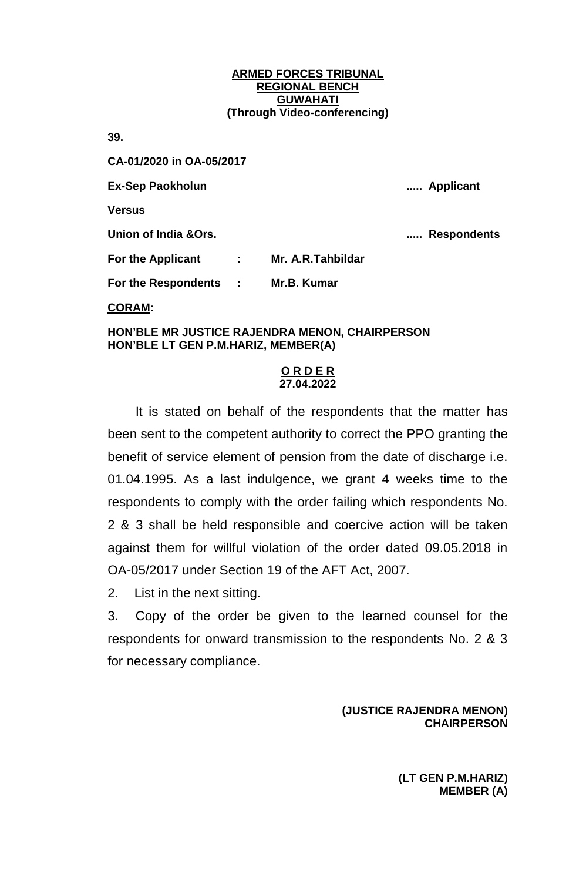**ARMED FORCES TRIBUNAL**
**REGIONAL BENCH**
**GUWAHATI**
**(Through Video-conferencing)**

**39.**

**CA-01/2020 in OA-05/2017**

**Ex-Sep Paokholun** ..... **Applicant**

**Versus**

**Union of India &Ors.** ..... **Respondents**

**For the Applicant : Mr. A.R.Tahbildar**

**For the Respondents : Mr.B. Kumar**

**CORAM:**

**HON'BLE MR JUSTICE RAJENDRA MENON, CHAIRPERSON**
**HON'BLE LT GEN P.M.HARIZ, MEMBER(A)**

**O R D E R**
**27.04.2022**

It is stated on behalf of the respondents that the matter has been sent to the competent authority to correct the PPO granting the benefit of service element of pension from the date of discharge i.e. 01.04.1995. As a last indulgence, we grant 4 weeks time to the respondents to comply with the order failing which respondents No. 2 & 3 shall be held responsible and coercive action will be taken against them for willful violation of the order dated 09.05.2018 in OA-05/2017 under Section 19 of the AFT Act, 2007.

2. List in the next sitting.

3. Copy of the order be given to the learned counsel for the respondents for onward transmission to the respondents No. 2 & 3 for necessary compliance.

**(JUSTICE RAJENDRA MENON)**
**CHAIRPERSON**

**(LT GEN P.M.HARIZ)**
**MEMBER (A)**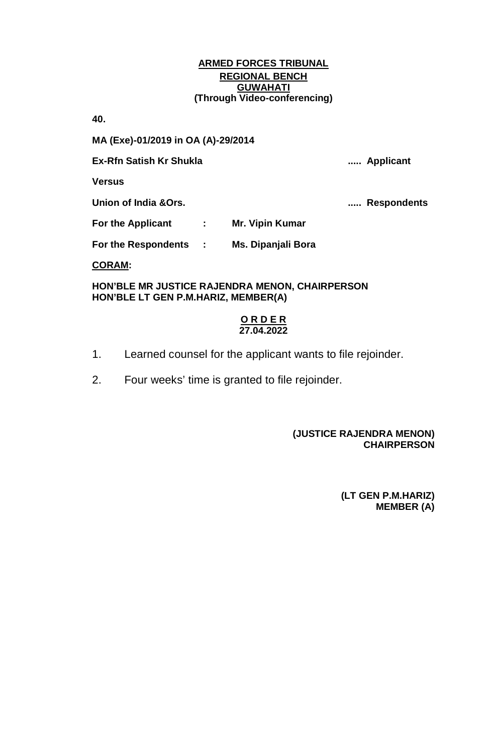**ARMED FORCES TRIBUNAL**
**REGIONAL BENCH**
**GUWAHATI**
**(Through Video-conferencing)**

**40.**

**MA (Exe)-01/2019 in OA (A)-29/2014**

**Ex-Rfn Satish Kr Shukla** ..... **Applicant**

**Versus**

**Union of India &Ors.** ..... **Respondents**

**For the Applicant : Mr. Vipin Kumar**

**For the Respondents : Ms. Dipanjali Bora**

**CORAM:**

**HON'BLE MR JUSTICE RAJENDRA MENON, CHAIRPERSON**
**HON'BLE LT GEN P.M.HARIZ, MEMBER(A)**

**O R D E R**
**27.04.2022**

1. Learned counsel for the applicant wants to file rejoinder.

2. Four weeks' time is granted to file rejoinder.

**(JUSTICE RAJENDRA MENON)**
**CHAIRPERSON**

**(LT GEN P.M.HARIZ)**
**MEMBER (A)**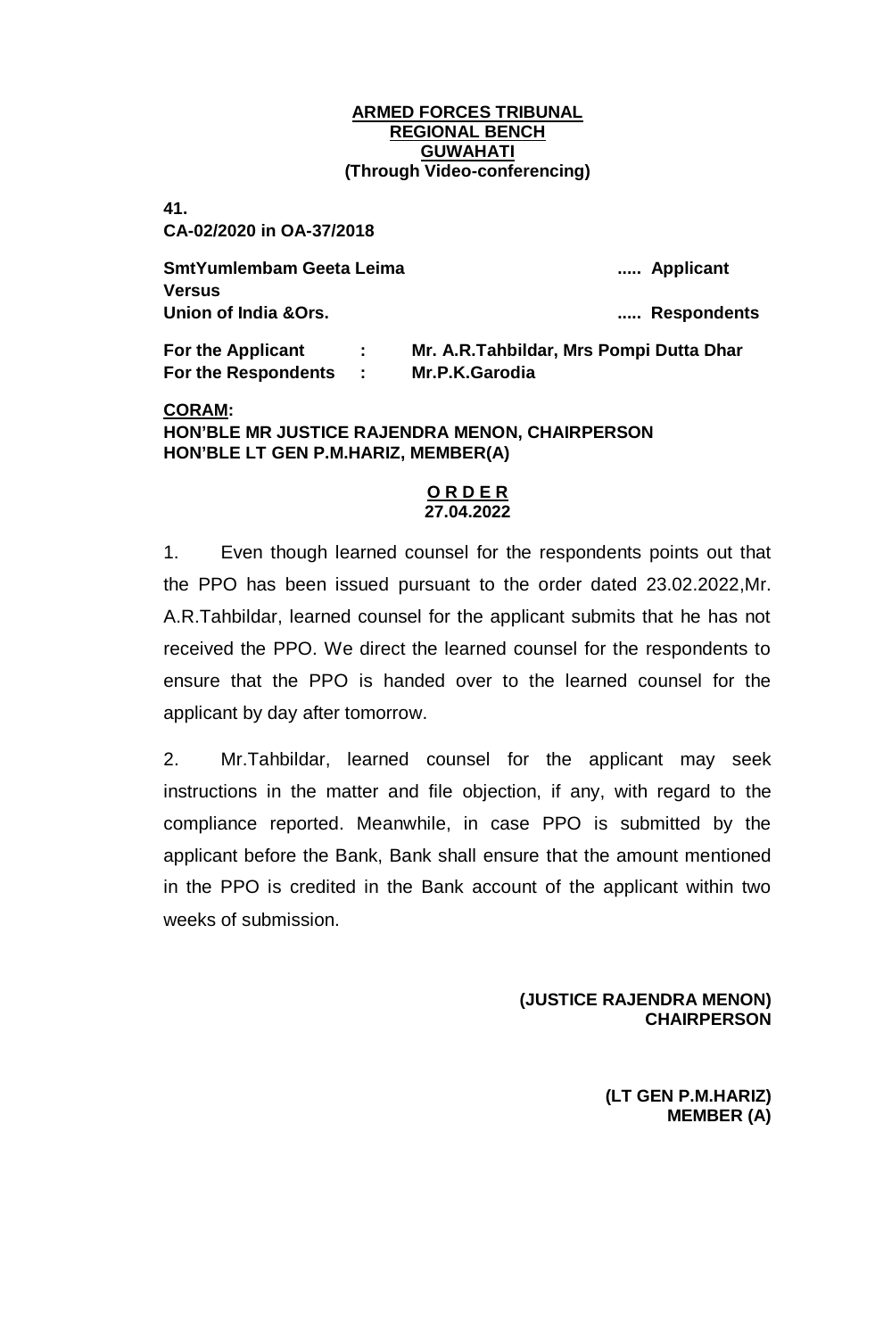**ARMED FORCES TRIBUNAL**
**REGIONAL BENCH**
**GUWAHATI**
**(Through Video-conferencing)**

**41.**
**CA-02/2020 in OA-37/2018**

**SmtYumlembam Geeta Leima** ..... **Applicant**
**Versus**
**Union of India &Ors.** ..... **Respondents**

**For the Applicant : Mr. A.R.Tahbildar, Mrs Pompi Dutta Dhar**
**For the Respondents : Mr.P.K.Garodia**

**CORAM:**
**HON'BLE MR JUSTICE RAJENDRA MENON, CHAIRPERSON**
**HON'BLE LT GEN P.M.HARIZ, MEMBER(A)**

**O R D E R**
**27.04.2022**

1. Even though learned counsel for the respondents points out that the PPO has been issued pursuant to the order dated 23.02.2022,Mr. A.R.Tahbildar, learned counsel for the applicant submits that he has not received the PPO. We direct the learned counsel for the respondents to ensure that the PPO is handed over to the learned counsel for the applicant by day after tomorrow.

2. Mr.Tahbildar, learned counsel for the applicant may seek instructions in the matter and file objection, if any, with regard to the compliance reported. Meanwhile, in case PPO is submitted by the applicant before the Bank, Bank shall ensure that the amount mentioned in the PPO is credited in the Bank account of the applicant within two weeks of submission.

**(JUSTICE RAJENDRA MENON)**
**CHAIRPERSON**

**(LT GEN P.M.HARIZ)**
**MEMBER (A)**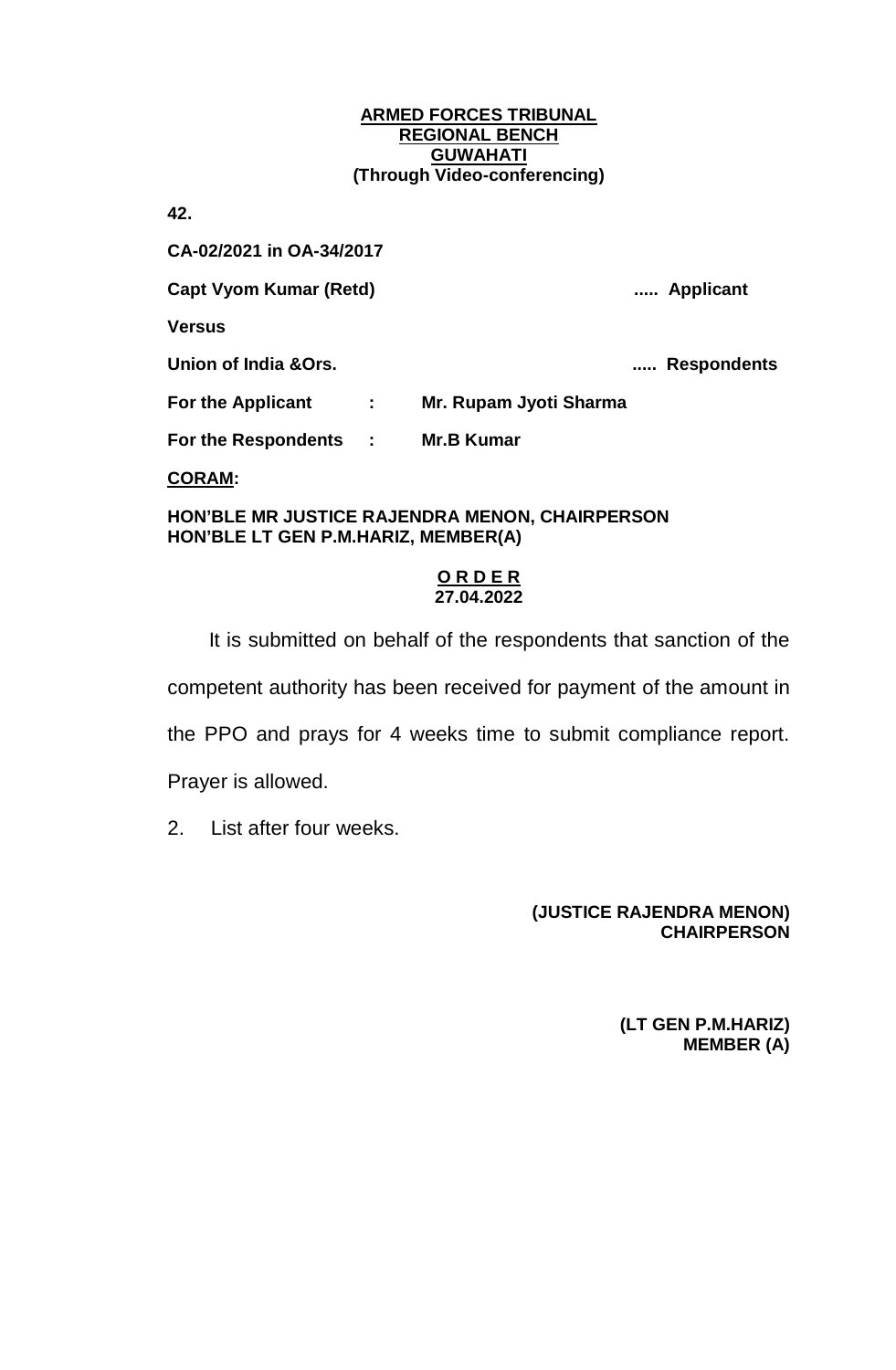**ARMED FORCES TRIBUNAL**
**REGIONAL BENCH**
**GUWAHATI**
**(Through Video-conferencing)**

**42.**

**CA-02/2021 in OA-34/2017**

**Capt Vyom Kumar (Retd)** ..... **Applicant**

**Versus**

**Union of India &Ors.** ..... **Respondents**

**For the Applicant : Mr. Rupam Jyoti Sharma**

**For the Respondents : Mr.B Kumar**

**CORAM:**

**HON'BLE MR JUSTICE RAJENDRA MENON, CHAIRPERSON**
**HON'BLE LT GEN P.M.HARIZ, MEMBER(A)**

**O R D E R**
**27.04.2022**

It is submitted on behalf of the respondents that sanction of the competent authority has been received for payment of the amount in the PPO and prays for 4 weeks time to submit compliance report. Prayer is allowed.

2. List after four weeks.

**(JUSTICE RAJENDRA MENON)**
**CHAIRPERSON**

**(LT GEN P.M.HARIZ)**
**MEMBER (A)**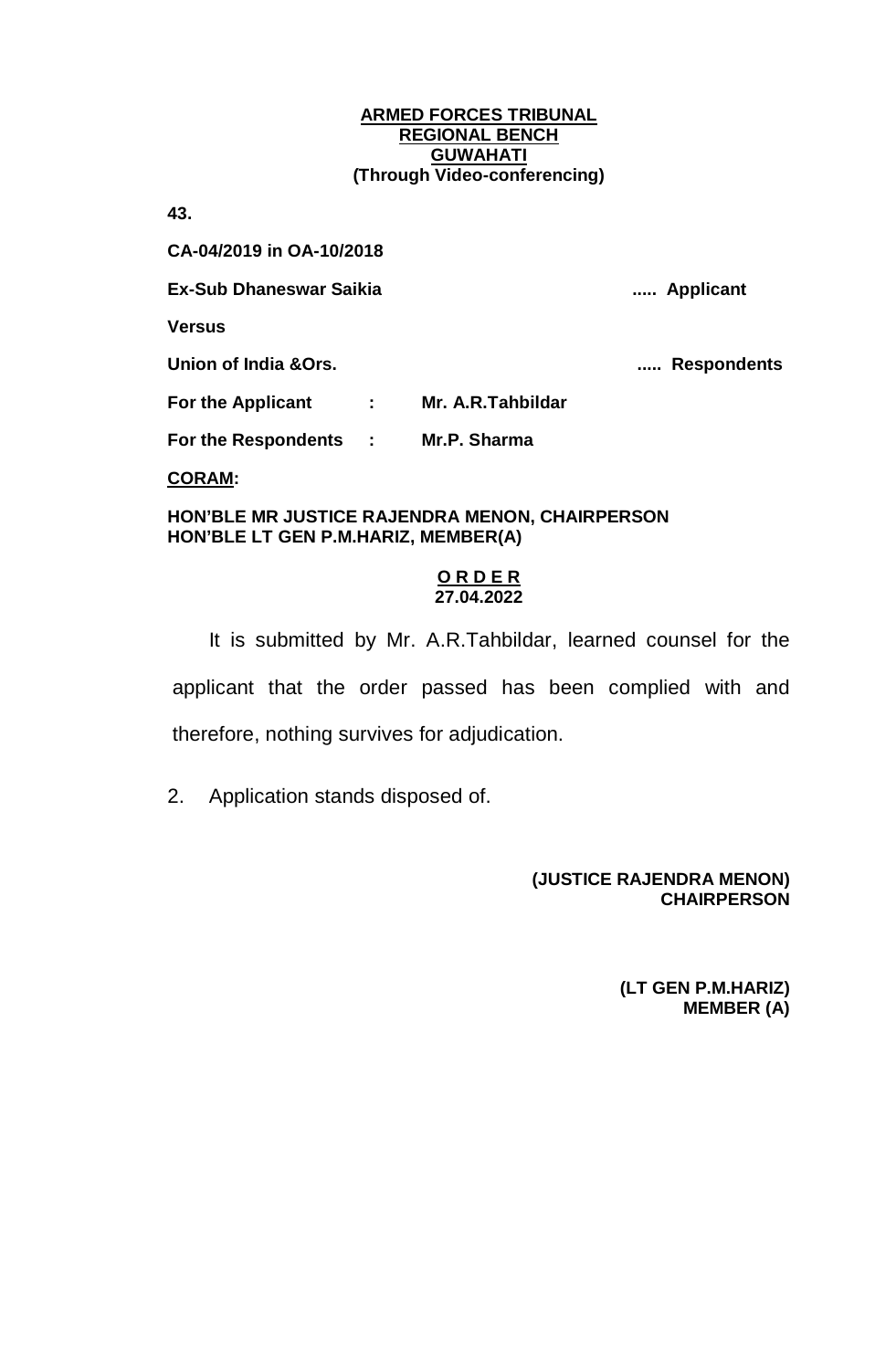**ARMED FORCES TRIBUNAL**
**REGIONAL BENCH**
**GUWAHATI**
**(Through Video-conferencing)**

**43.**

**CA-04/2019 in OA-10/2018**

**Ex-Sub Dhaneswar Saikia** ..... **Applicant**

**Versus**

**Union of India &Ors.** ..... **Respondents**

**For the Applicant : Mr. A.R.Tahbildar**

**For the Respondents : Mr.P. Sharma**

**CORAM:**

**HON'BLE MR JUSTICE RAJENDRA MENON, CHAIRPERSON**
**HON'BLE LT GEN P.M.HARIZ, MEMBER(A)**

**O R D E R**
**27.04.2022**

It is submitted by Mr. A.R.Tahbildar, learned counsel for the applicant that the order passed has been complied with and therefore, nothing survives for adjudication.

2. Application stands disposed of.

**(JUSTICE RAJENDRA MENON)**
**CHAIRPERSON**

**(LT GEN P.M.HARIZ)**
**MEMBER (A)**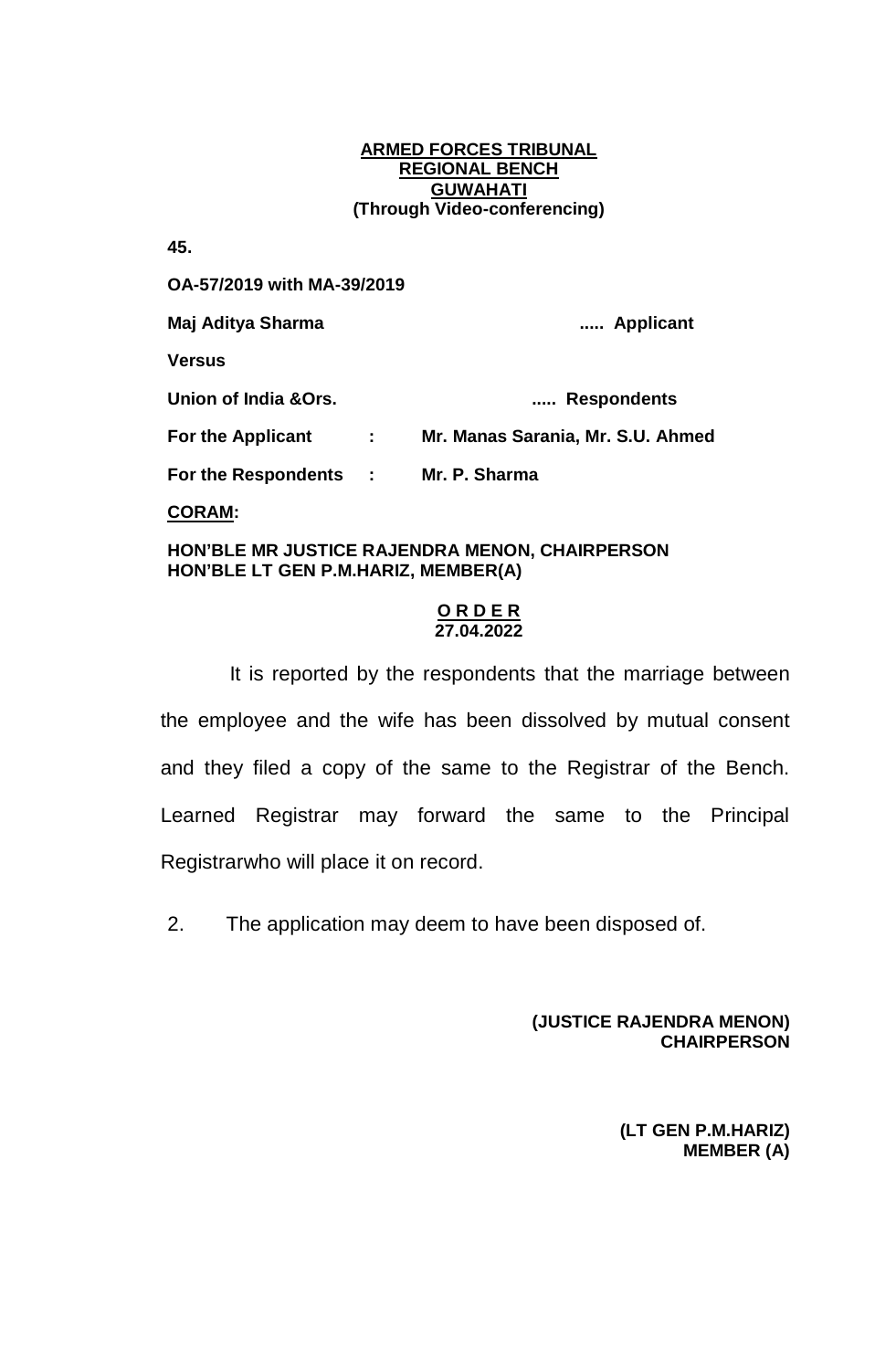**ARMED FORCES TRIBUNAL**
**REGIONAL BENCH**
**GUWAHATI**
**(Through Video-conferencing)**

**45.**

**OA-57/2019 with MA-39/2019**

**Maj Aditya Sharma** ..... **Applicant**

**Versus**

**Union of India &Ors.** ..... **Respondents**

**For the Applicant : Mr. Manas Sarania, Mr. S.U. Ahmed**

**For the Respondents : Mr. P. Sharma**

**CORAM:**

**HON'BLE MR JUSTICE RAJENDRA MENON, CHAIRPERSON**
**HON'BLE LT GEN P.M.HARIZ, MEMBER(A)**

**O R D E R**
**27.04.2022**

It is reported by the respondents that the marriage between the employee and the wife has been dissolved by mutual consent and they filed a copy of the same to the Registrar of the Bench. Learned Registrar may forward the same to the Principal Registrarwho will place it on record.

2. The application may deem to have been disposed of.

**(JUSTICE RAJENDRA MENON)**
**CHAIRPERSON**

**(LT GEN P.M.HARIZ)**
**MEMBER (A)**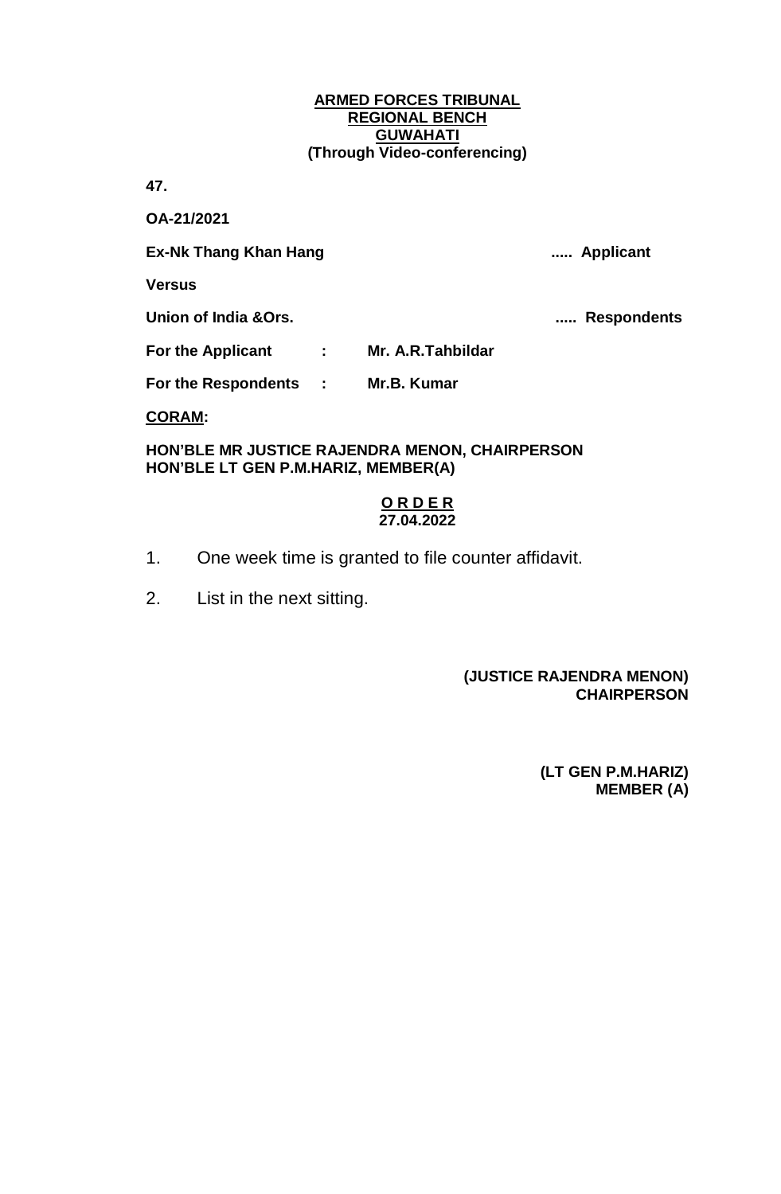**ARMED FORCES TRIBUNAL**
**REGIONAL BENCH**
**GUWAHATI**
**(Through Video-conferencing)**

**47.**

**OA-21/2021**

**Ex-Nk Thang Khan Hang** ..... **Applicant**

**Versus**

**Union of India &Ors.** ..... **Respondents**

**For the Applicant : Mr. A.R.Tahbildar**

**For the Respondents : Mr.B. Kumar**

**CORAM:**

**HON'BLE MR JUSTICE RAJENDRA MENON, CHAIRPERSON**
**HON'BLE LT GEN P.M.HARIZ, MEMBER(A)**

**O R D E R**
**27.04.2022**

1. One week time is granted to file counter affidavit.

2. List in the next sitting.

**(JUSTICE RAJENDRA MENON)**
**CHAIRPERSON**

**(LT GEN P.M.HARIZ)**
**MEMBER (A)**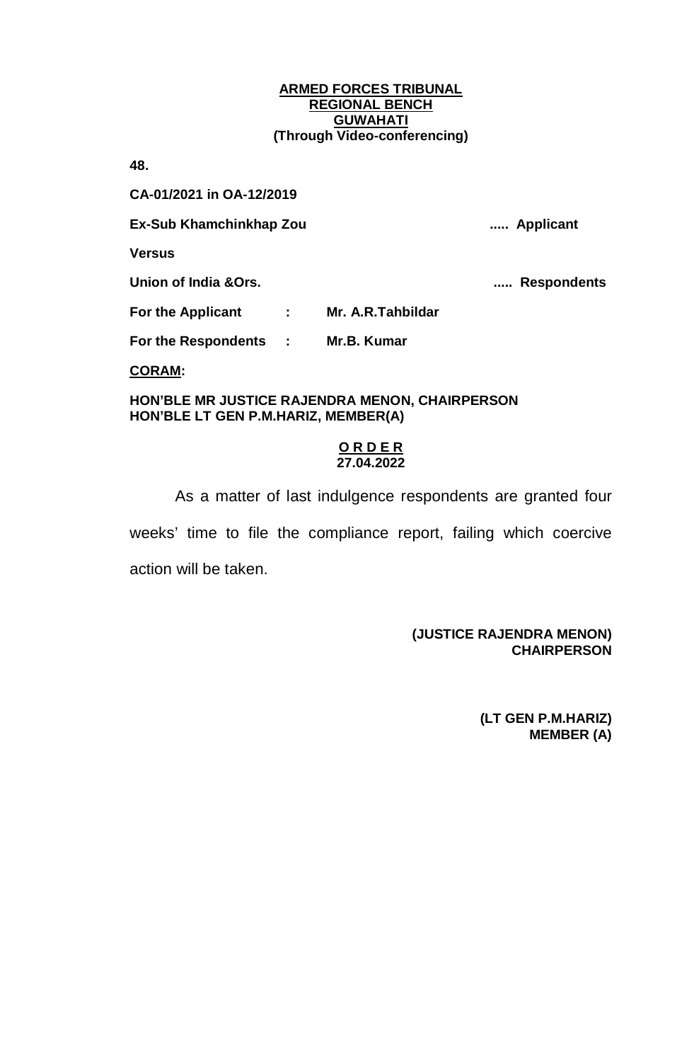**ARMED FORCES TRIBUNAL**
**REGIONAL BENCH**
**GUWAHATI**
**(Through Video-conferencing)**

**48.**

**CA-01/2021 in OA-12/2019**

**Ex-Sub Khamchinkhap Zou ..... Applicant**

**Versus**

**Union of India &Ors. ..... Respondents**

**For the Applicant : Mr. A.R.Tahbildar**

**For the Respondents : Mr.B. Kumar**

**CORAM:**

**HON'BLE MR JUSTICE RAJENDRA MENON, CHAIRPERSON**
**HON'BLE LT GEN P.M.HARIZ, MEMBER(A)**

**O R D E R**
**27.04.2022**

As a matter of last indulgence respondents are granted four weeks' time to file the compliance report, failing which coercive action will be taken.

**(JUSTICE RAJENDRA MENON)**
**CHAIRPERSON**

**(LT GEN P.M.HARIZ)**
**MEMBER (A)**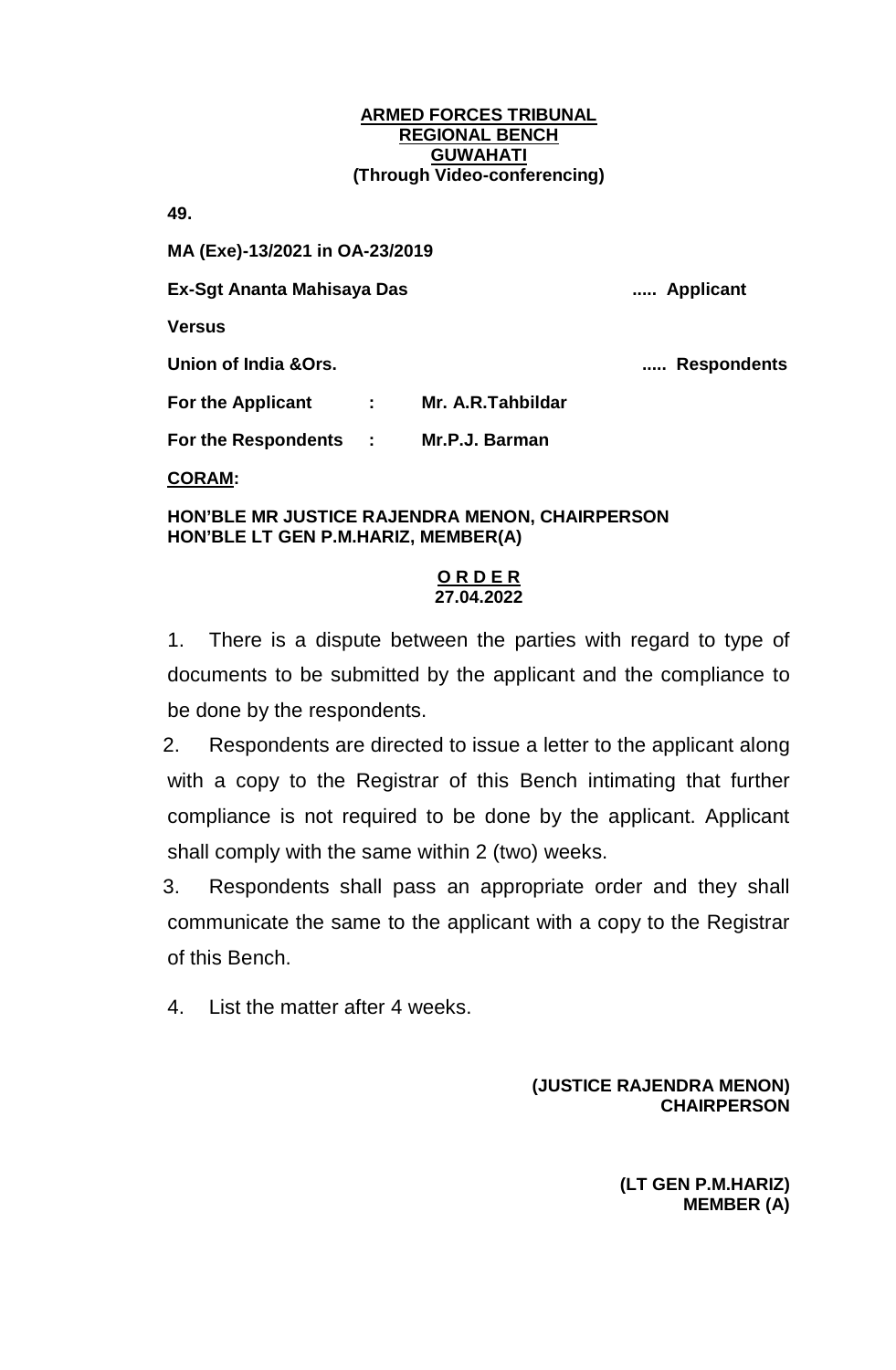**ARMED FORCES TRIBUNAL**
**REGIONAL BENCH**
**GUWAHATI**
**(Through Video-conferencing)**

**49.**

**MA (Exe)-13/2021 in OA-23/2019**

**Ex-Sgt Ananta Mahisaya Das** ..... **Applicant**

**Versus**

**Union of India &Ors.** ..... **Respondents**

**For the Applicant : Mr. A.R.Tahbildar**

**For the Respondents : Mr.P.J. Barman**

**CORAM:**

**HON'BLE MR JUSTICE RAJENDRA MENON, CHAIRPERSON**
**HON'BLE LT GEN P.M.HARIZ, MEMBER(A)**

**O R D E R**
**27.04.2022**

1. There is a dispute between the parties with regard to type of documents to be submitted by the applicant and the compliance to be done by the respondents.

2. Respondents are directed to issue a letter to the applicant along with a copy to the Registrar of this Bench intimating that further compliance is not required to be done by the applicant. Applicant shall comply with the same within 2 (two) weeks.

3. Respondents shall pass an appropriate order and they shall communicate the same to the applicant with a copy to the Registrar of this Bench.

4. List the matter after 4 weeks.

**(JUSTICE RAJENDRA MENON)**
**CHAIRPERSON**

**(LT GEN P.M.HARIZ)**
**MEMBER (A)**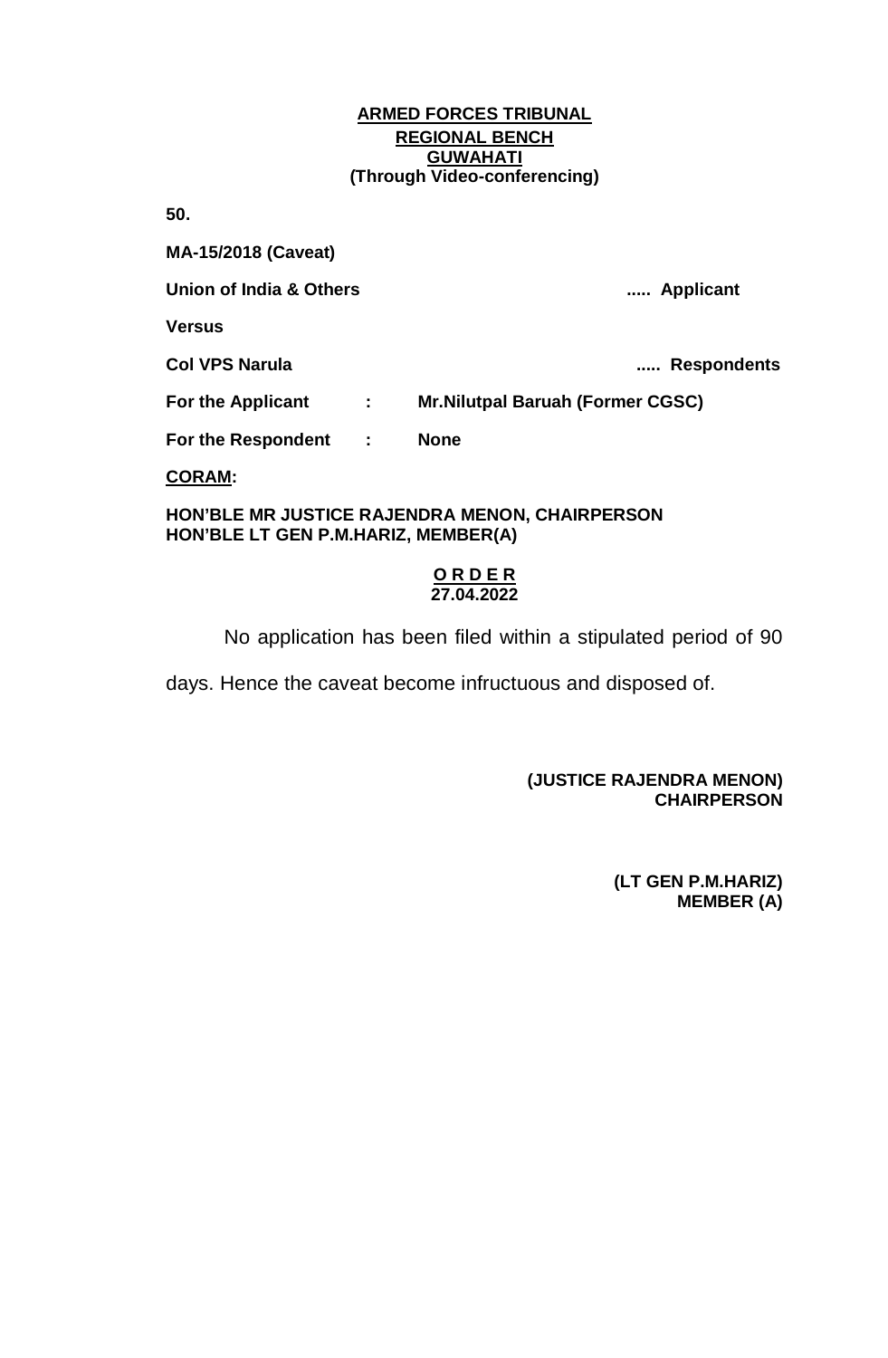**ARMED FORCES TRIBUNAL**
**REGIONAL BENCH**
**GUWAHATI**
**(Through Video-conferencing)**

**50.**

**MA-15/2018 (Caveat)**

**Union of India & Others** ..... **Applicant**

**Versus**

**Col VPS Narula** ..... **Respondents**

**For the Applicant : Mr.Nilutpal Baruah (Former CGSC)**

**For the Respondent : None**

**CORAM:**

**HON'BLE MR JUSTICE RAJENDRA MENON, CHAIRPERSON**
**HON'BLE LT GEN P.M.HARIZ, MEMBER(A)**

**O R D E R**
**27.04.2022**

No application has been filed within a stipulated period of 90 days. Hence the caveat become infructuous and disposed of.

**(JUSTICE RAJENDRA MENON)**
**CHAIRPERSON**

**(LT GEN P.M.HARIZ)**
**MEMBER (A)**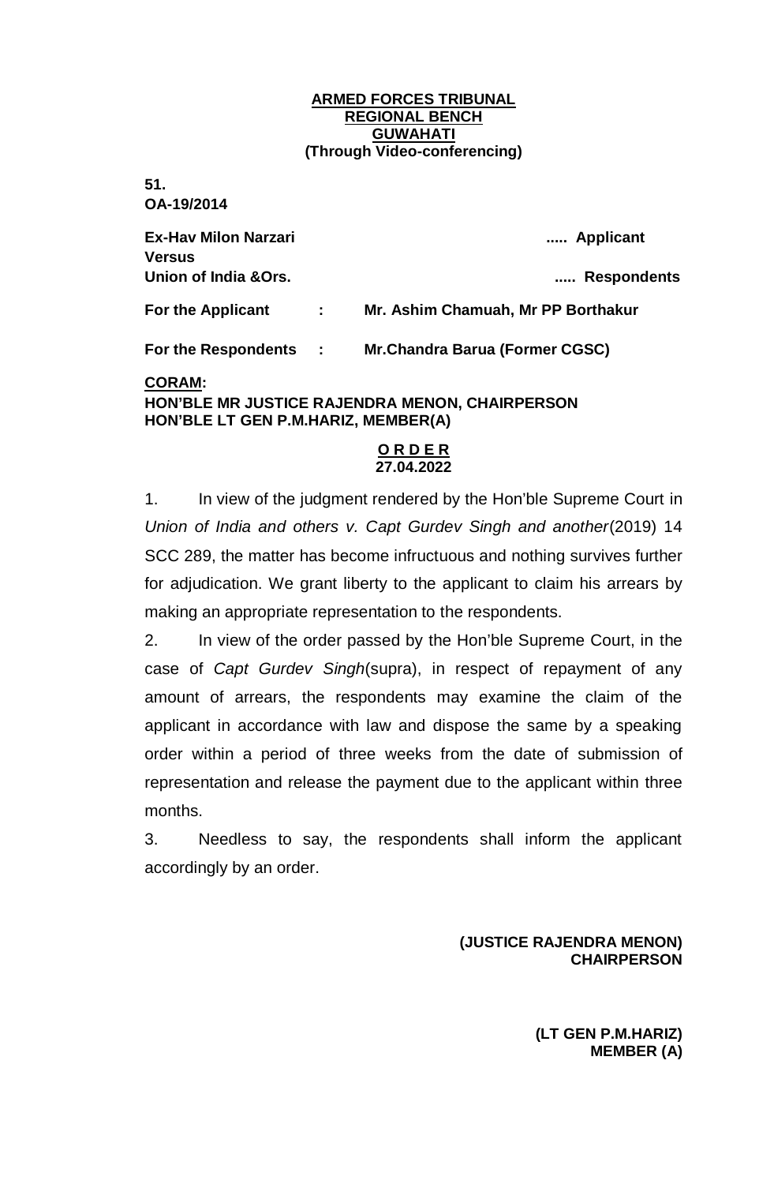**ARMED FORCES TRIBUNAL**
**REGIONAL BENCH**
**GUWAHATI**
**(Through Video-conferencing)**

**51.**
**OA-19/2014**

**Ex-Hav Milon Narzari** ..... **Applicant**
**Versus**
**Union of India &Ors.** ..... **Respondents**

**For the Applicant** : **Mr. Ashim Chamuah, Mr PP Borthakur**

**For the Respondents** : **Mr.Chandra Barua (Former CGSC)**

**CORAM:**
**HON'BLE MR JUSTICE RAJENDRA MENON, CHAIRPERSON**
**HON'BLE LT GEN P.M.HARIZ, MEMBER(A)**

**O R D E R**
**27.04.2022**

1. In view of the judgment rendered by the Hon'ble Supreme Court in *Union of India and others v. Capt Gurdev Singh and another*(2019) 14 SCC 289, the matter has become infructuous and nothing survives further for adjudication. We grant liberty to the applicant to claim his arrears by making an appropriate representation to the respondents.

2. In view of the order passed by the Hon'ble Supreme Court, in the case of *Capt Gurdev Singh*(supra), in respect of repayment of any amount of arrears, the respondents may examine the claim of the applicant in accordance with law and dispose the same by a speaking order within a period of three weeks from the date of submission of representation and release the payment due to the applicant within three months.

3. Needless to say, the respondents shall inform the applicant accordingly by an order.

**(JUSTICE RAJENDRA MENON)**
**CHAIRPERSON**

**(LT GEN P.M.HARIZ)**
**MEMBER (A)**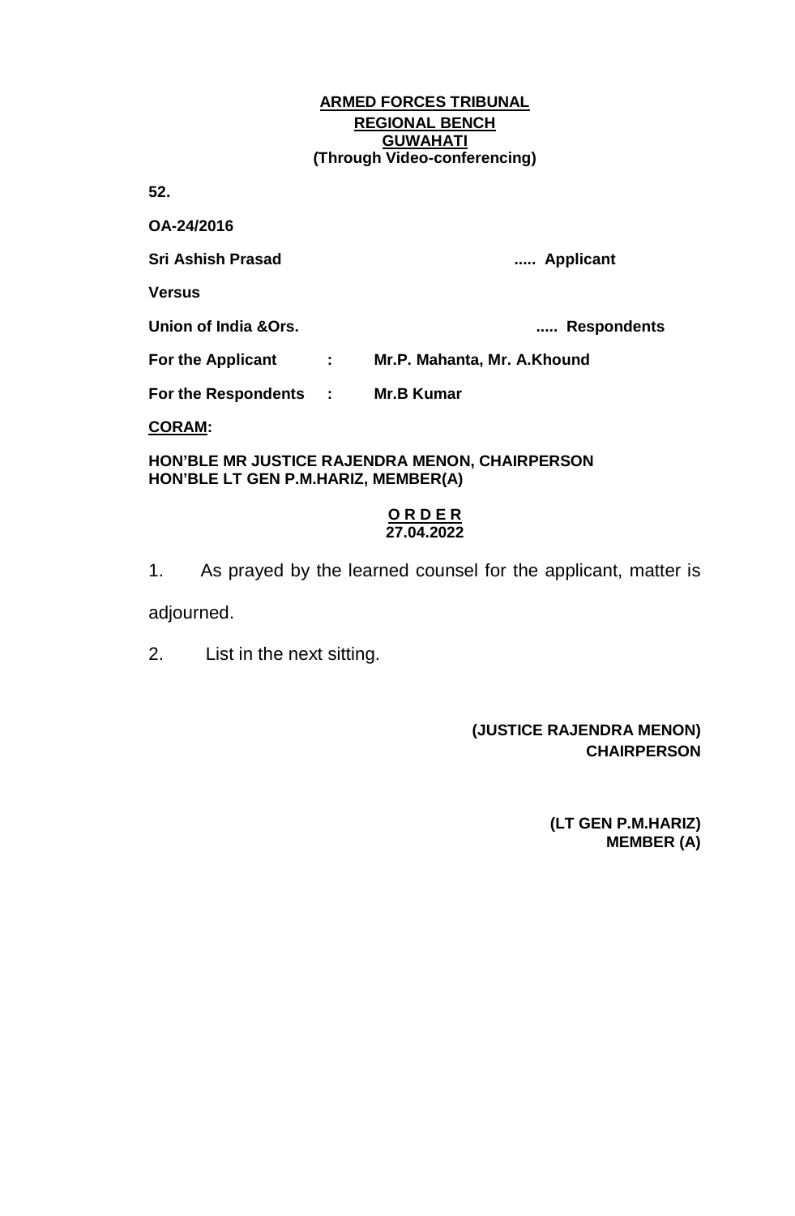**ARMED FORCES TRIBUNAL**
**REGIONAL BENCH**
**GUWAHATI**
**(Through Video-conferencing)**

**52.**

**OA-24/2016**

**Sri Ashish Prasad** ..... **Applicant**

**Versus**

**Union of India &Ors.** ..... **Respondents**

**For the Applicant : Mr.P. Mahanta, Mr. A.Khound**

**For the Respondents : Mr.B Kumar**

**CORAM:**

**HON'BLE MR JUSTICE RAJENDRA MENON, CHAIRPERSON**
**HON'BLE LT GEN P.M.HARIZ, MEMBER(A)**

**O R D E R**
**27.04.2022**

1. As prayed by the learned counsel for the applicant, matter is adjourned.

2. List in the next sitting.

**(JUSTICE RAJENDRA MENON)**
**CHAIRPERSON**

**(LT GEN P.M.HARIZ)**
**MEMBER (A)**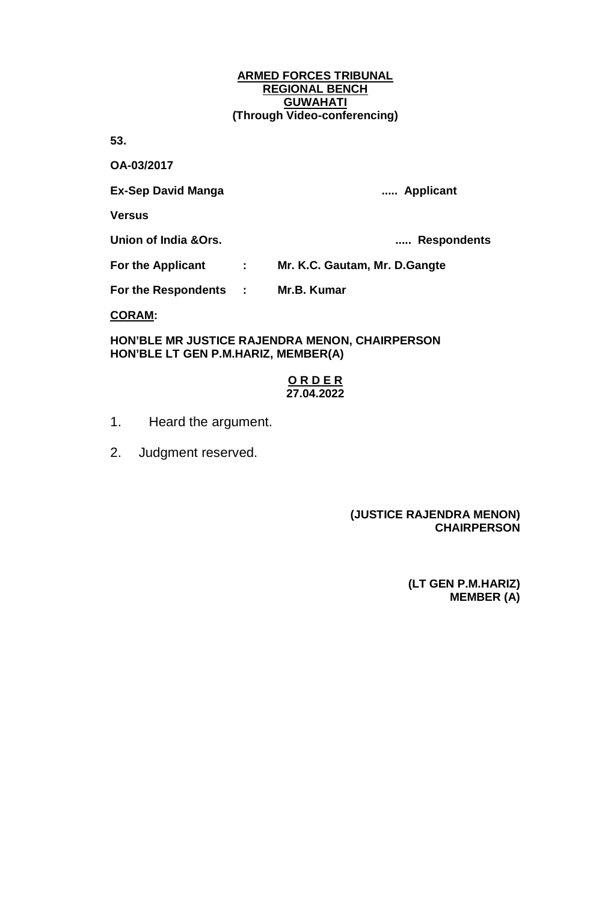**ARMED FORCES TRIBUNAL**
**REGIONAL BENCH**
**GUWAHATI**
**(Through Video-conferencing)**

**53.**

**OA-03/2017**

**Ex-Sep David Manga** ..... **Applicant**

**Versus**

**Union of India &Ors.** ..... **Respondents**

**For the Applicant : Mr. K.C. Gautam, Mr. D.Gangte**

**For the Respondents : Mr.B. Kumar**

**CORAM:**

**HON'BLE MR JUSTICE RAJENDRA MENON, CHAIRPERSON**
**HON'BLE LT GEN P.M.HARIZ, MEMBER(A)**

**O R D E R**
**27.04.2022**

1. Heard the argument.

2. Judgment reserved.

**(JUSTICE RAJENDRA MENON)**
**CHAIRPERSON**

**(LT GEN P.M.HARIZ)**
**MEMBER (A)**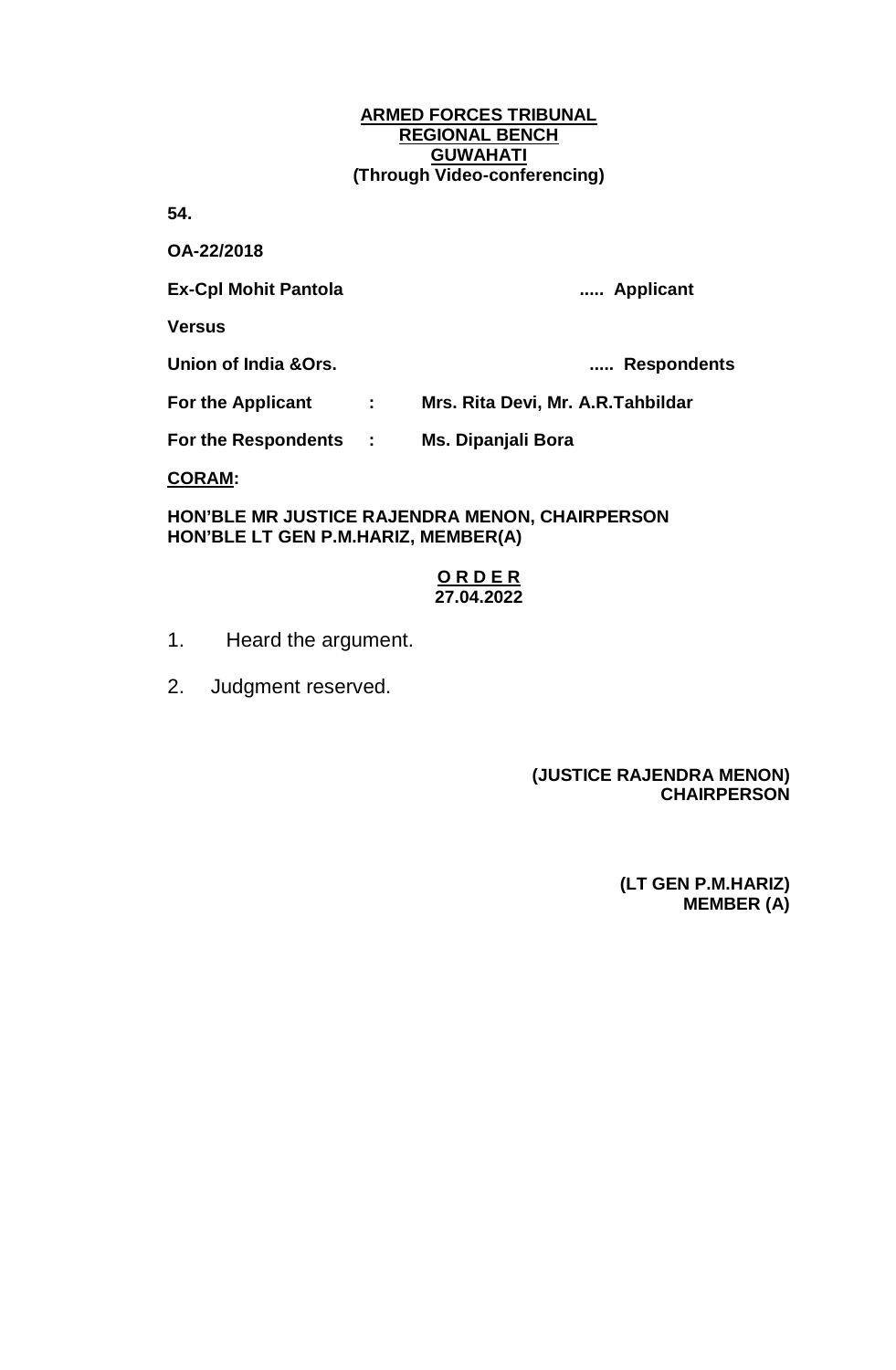**ARMED FORCES TRIBUNAL**
**REGIONAL BENCH**
**GUWAHATI**
**(Through Video-conferencing)**

**54.**

**OA-22/2018**

**Ex-Cpl Mohit Pantola** ..... **Applicant**

**Versus**

**Union of India &Ors.** ..... **Respondents**

**For the Applicant : Mrs. Rita Devi, Mr. A.R.Tahbildar**

**For the Respondents : Ms. Dipanjali Bora**

**CORAM:**

**HON'BLE MR JUSTICE RAJENDRA MENON, CHAIRPERSON**
**HON'BLE LT GEN P.M.HARIZ, MEMBER(A)**

**O R D E R**
**27.04.2022**

1. Heard the argument.

2. Judgment reserved.

**(JUSTICE RAJENDRA MENON)**
**CHAIRPERSON**

**(LT GEN P.M.HARIZ)**
**MEMBER (A)**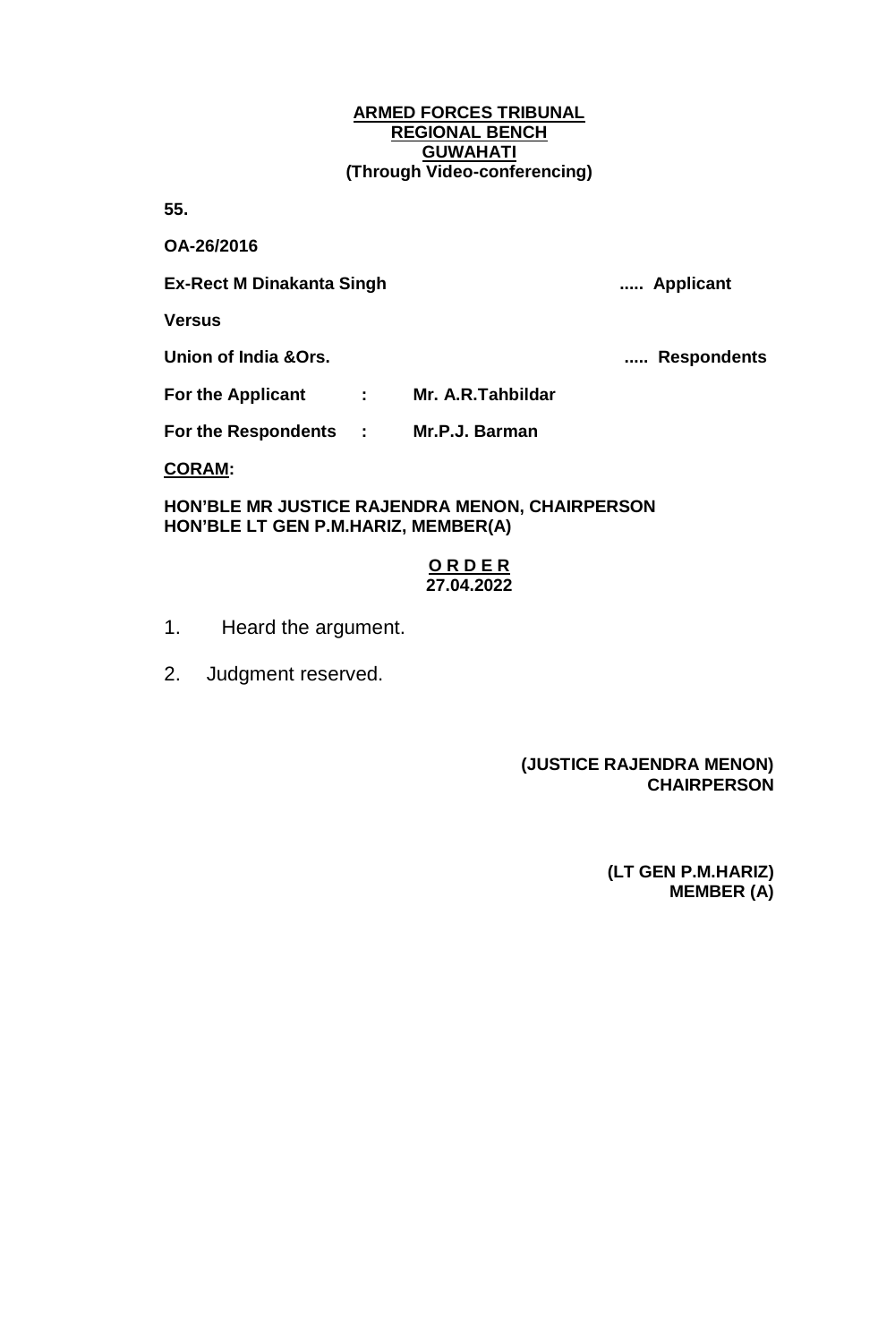**ARMED FORCES TRIBUNAL**
**REGIONAL BENCH**
**GUWAHATI**
**(Through Video-conferencing)**

**55.**

**OA-26/2016**

**Ex-Rect M Dinakanta Singh** ..... **Applicant**

**Versus**

**Union of India &Ors.** ..... **Respondents**

**For the Applicant : Mr. A.R.Tahbildar**

**For the Respondents : Mr.P.J. Barman**

**CORAM:**

**HON'BLE MR JUSTICE RAJENDRA MENON, CHAIRPERSON**
**HON'BLE LT GEN P.M.HARIZ, MEMBER(A)**

**O R D E R**
**27.04.2022**

1. Heard the argument.

2. Judgment reserved.

**(JUSTICE RAJENDRA MENON)**
**CHAIRPERSON**

**(LT GEN P.M.HARIZ)**
**MEMBER (A)**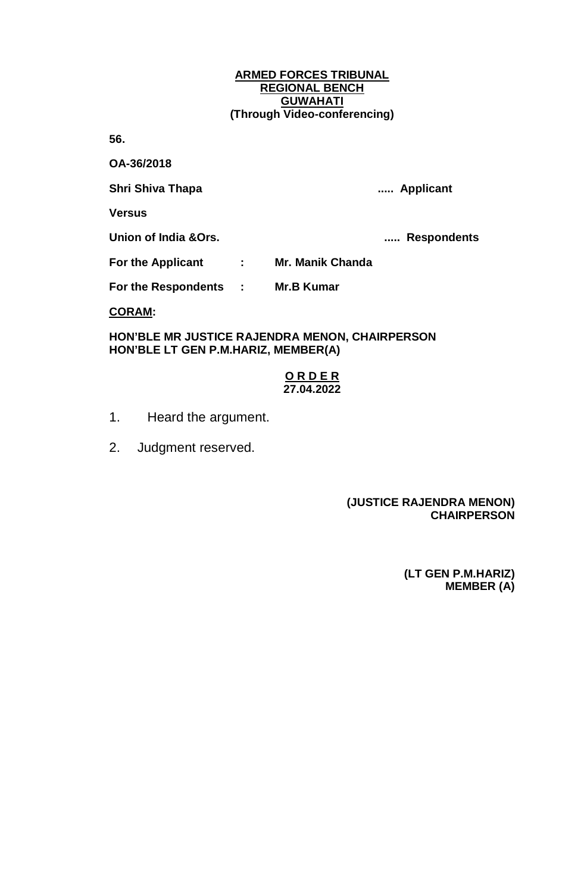**ARMED FORCES TRIBUNAL**
**REGIONAL BENCH**
**GUWAHATI**
**(Through Video-conferencing)**

**56.**

**OA-36/2018**

**Shri Shiva Thapa** ..... **Applicant**

**Versus**

**Union of India &Ors.** ..... **Respondents**

**For the Applicant : Mr. Manik Chanda**

**For the Respondents : Mr.B Kumar**

**CORAM:**

**HON'BLE MR JUSTICE RAJENDRA MENON, CHAIRPERSON**
**HON'BLE LT GEN P.M.HARIZ, MEMBER(A)**

**O R D E R**
**27.04.2022**

1. Heard the argument.

2. Judgment reserved.

**(JUSTICE RAJENDRA MENON)**
**CHAIRPERSON**

**(LT GEN P.M.HARIZ)**
**MEMBER (A)**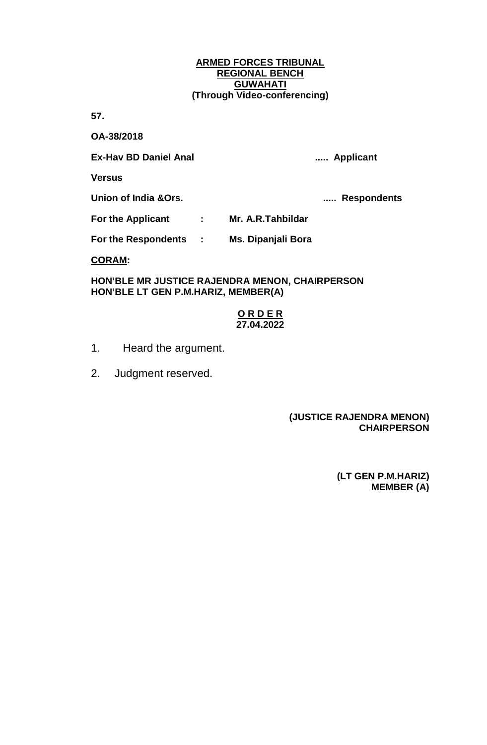**ARMED FORCES TRIBUNAL**
**REGIONAL BENCH**
**GUWAHATI**
**(Through Video-conferencing)**

**57.**

**OA-38/2018**

**Ex-Hav BD Daniel Anal** ..... **Applicant**

**Versus**

**Union of India &Ors.** ..... **Respondents**

**For the Applicant : Mr. A.R.Tahbildar**

**For the Respondents : Ms. Dipanjali Bora**

**CORAM:**

**HON'BLE MR JUSTICE RAJENDRA MENON, CHAIRPERSON**
**HON'BLE LT GEN P.M.HARIZ, MEMBER(A)**

**O R D E R**
**27.04.2022**

1. Heard the argument.

2. Judgment reserved.

**(JUSTICE RAJENDRA MENON)**
**CHAIRPERSON**

**(LT GEN P.M.HARIZ)**
**MEMBER (A)**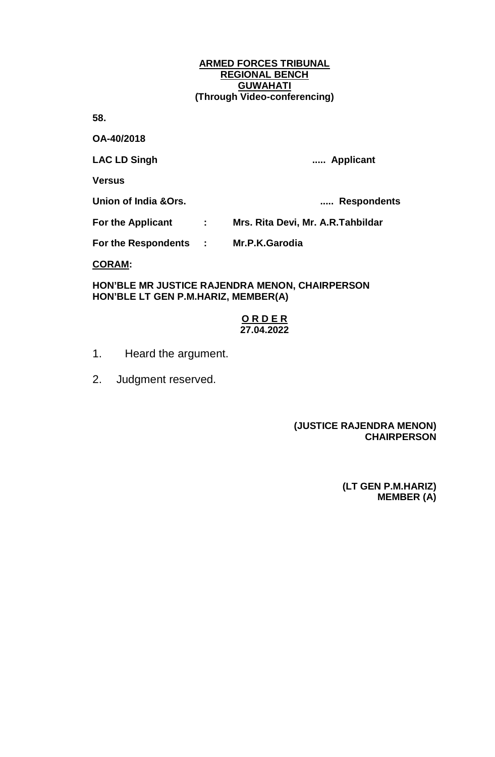**ARMED FORCES TRIBUNAL**
**REGIONAL BENCH**
**GUWAHATI**
**(Through Video-conferencing)**

**58.**

**OA-40/2018**

**LAC LD Singh** ..... **Applicant**

**Versus**

**Union of India &Ors.** ..... **Respondents**

**For the Applicant : Mrs. Rita Devi, Mr. A.R.Tahbildar**

**For the Respondents : Mr.P.K.Garodia**

**CORAM:**

**HON'BLE MR JUSTICE RAJENDRA MENON, CHAIRPERSON**
**HON'BLE LT GEN P.M.HARIZ, MEMBER(A)**

**O R D E R**
**27.04.2022**

1. Heard the argument.

2. Judgment reserved.

**(JUSTICE RAJENDRA MENON)**
**CHAIRPERSON**

**(LT GEN P.M.HARIZ)**
**MEMBER (A)**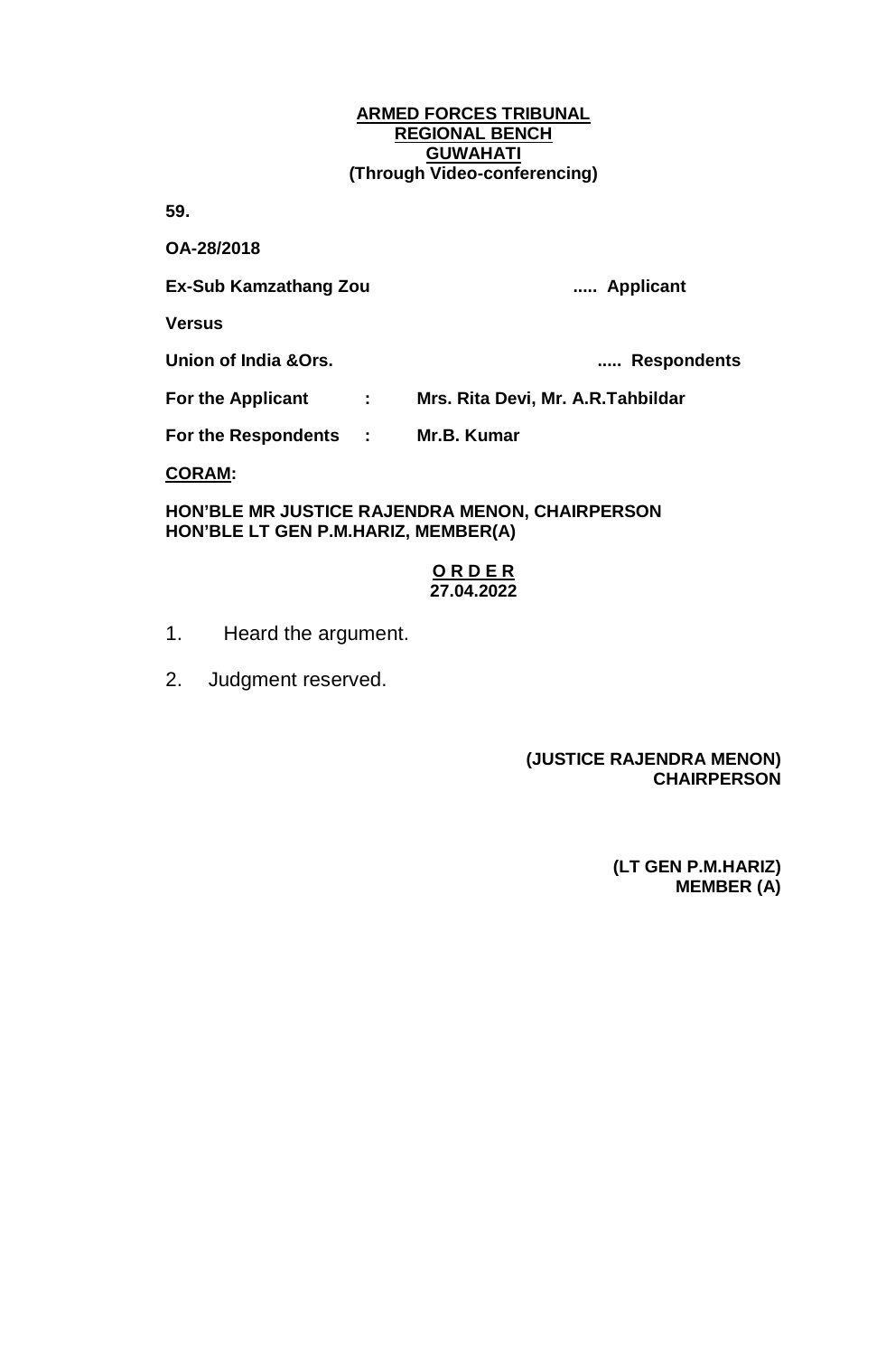**ARMED FORCES TRIBUNAL**
**REGIONAL BENCH**
**GUWAHATI**
**(Through Video-conferencing)**

**59.**

**OA-28/2018**

**Ex-Sub Kamzathang Zou** ..... **Applicant**

**Versus**

**Union of India &Ors.** ..... **Respondents**

**For the Applicant** : **Mrs. Rita Devi, Mr. A.R.Tahbildar**

**For the Respondents** : **Mr.B. Kumar**

**CORAM:**

**HON'BLE MR JUSTICE RAJENDRA MENON, CHAIRPERSON**
**HON'BLE LT GEN P.M.HARIZ, MEMBER(A)**

**O R D E R**
**27.04.2022**

1. Heard the argument.

2. Judgment reserved.

**(JUSTICE RAJENDRA MENON)**
**CHAIRPERSON**

**(LT GEN P.M.HARIZ)**
**MEMBER (A)**